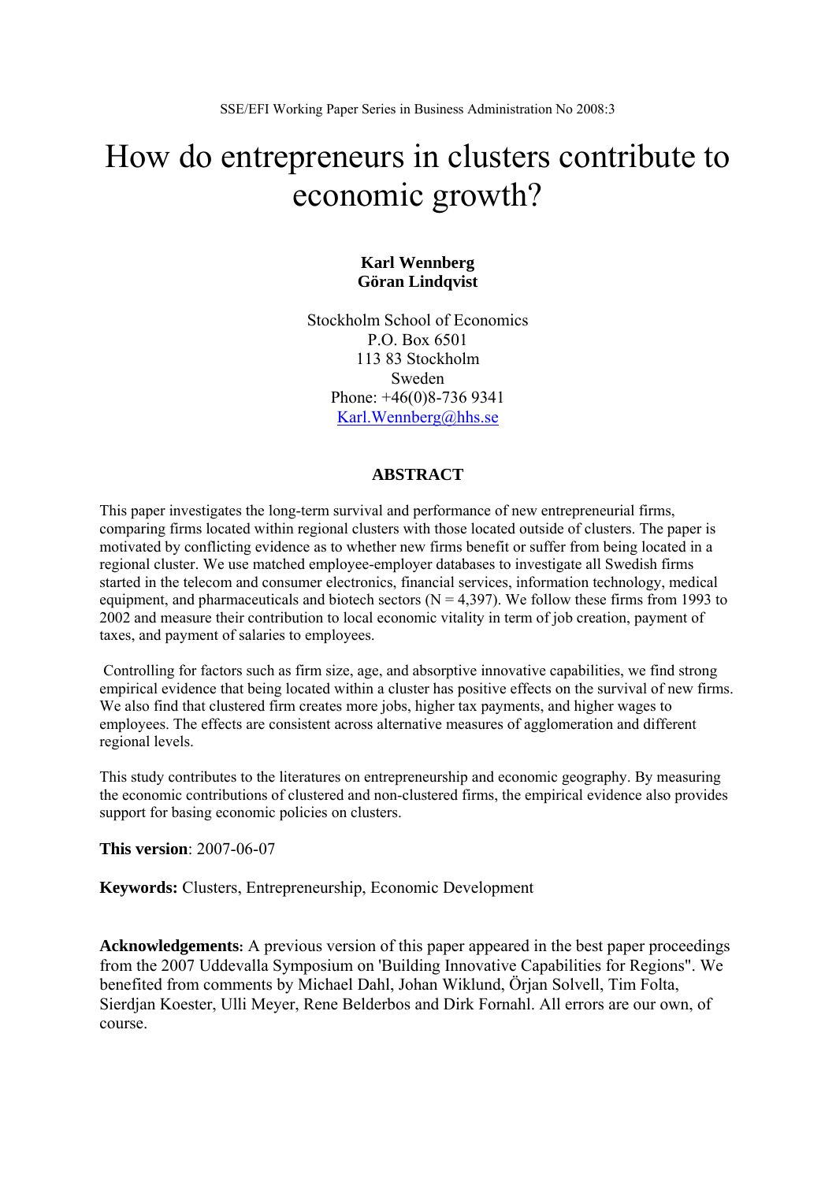SSE/EFI Working Paper Series in Business Administration No 2008:3

# How do entrepreneurs in clusters contribute to economic growth?

**Karl Wennberg**
**Göran Lindqvist**

Stockholm School of Economics
P.O. Box 6501
113 83 Stockholm
Sweden
Phone: +46(0)8-736 9341
Karl.Wennberg@hhs.se

## ABSTRACT

This paper investigates the long-term survival and performance of new entrepreneurial firms, comparing firms located within regional clusters with those located outside of clusters. The paper is motivated by conflicting evidence as to whether new firms benefit or suffer from being located in a regional cluster. We use matched employee-employer databases to investigate all Swedish firms started in the telecom and consumer electronics, financial services, information technology, medical equipment, and pharmaceuticals and biotech sectors (N = 4,397). We follow these firms from 1993 to 2002 and measure their contribution to local economic vitality in term of job creation, payment of taxes, and payment of salaries to employees.

Controlling for factors such as firm size, age, and absorptive innovative capabilities, we find strong empirical evidence that being located within a cluster has positive effects on the survival of new firms. We also find that clustered firm creates more jobs, higher tax payments, and higher wages to employees. The effects are consistent across alternative measures of agglomeration and different regional levels.

This study contributes to the literatures on entrepreneurship and economic geography. By measuring the economic contributions of clustered and non-clustered firms, the empirical evidence also provides support for basing economic policies on clusters.

**This version**: 2007-06-07

**Keywords:** Clusters, Entrepreneurship, Economic Development

**Acknowledgements:** A previous version of this paper appeared in the best paper proceedings from the 2007 Uddevalla Symposium on 'Building Innovative Capabilities for Regions". We benefited from comments by Michael Dahl, Johan Wiklund, Örjan Solvell, Tim Folta, Sierdjan Koester, Ulli Meyer, Rene Belderbos and Dirk Fornahl. All errors are our own, of course.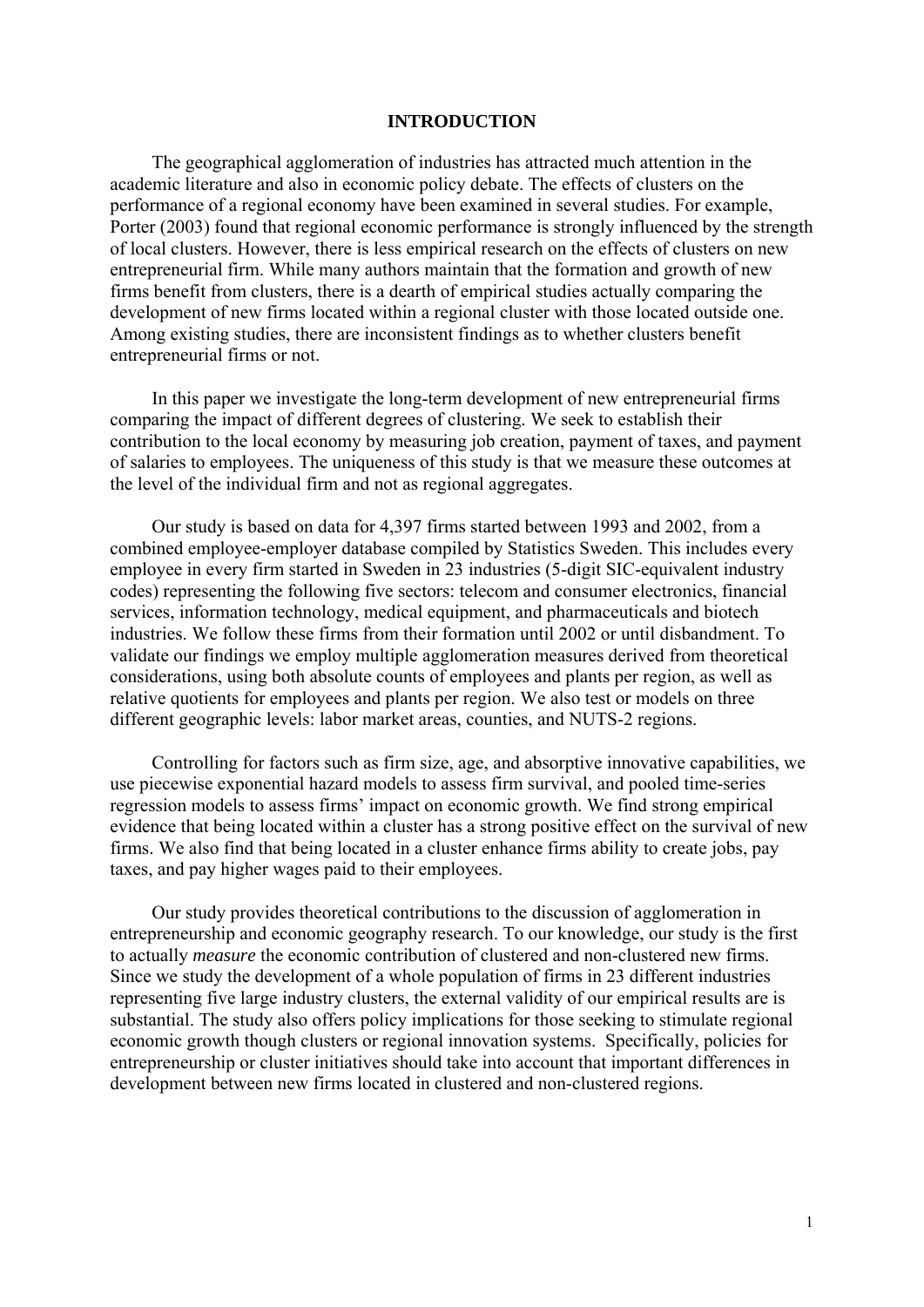# INTRODUCTION

The geographical agglomeration of industries has attracted much attention in the academic literature and also in economic policy debate. The effects of clusters on the performance of a regional economy have been examined in several studies. For example, Porter (2003) found that regional economic performance is strongly influenced by the strength of local clusters. However, there is less empirical research on the effects of clusters on new entrepreneurial firm. While many authors maintain that the formation and growth of new firms benefit from clusters, there is a dearth of empirical studies actually comparing the development of new firms located within a regional cluster with those located outside one. Among existing studies, there are inconsistent findings as to whether clusters benefit entrepreneurial firms or not.

In this paper we investigate the long-term development of new entrepreneurial firms comparing the impact of different degrees of clustering. We seek to establish their contribution to the local economy by measuring job creation, payment of taxes, and payment of salaries to employees. The uniqueness of this study is that we measure these outcomes at the level of the individual firm and not as regional aggregates.

Our study is based on data for 4,397 firms started between 1993 and 2002, from a combined employee-employer database compiled by Statistics Sweden. This includes every employee in every firm started in Sweden in 23 industries (5-digit SIC-equivalent industry codes) representing the following five sectors: telecom and consumer electronics, financial services, information technology, medical equipment, and pharmaceuticals and biotech industries. We follow these firms from their formation until 2002 or until disbandment. To validate our findings we employ multiple agglomeration measures derived from theoretical considerations, using both absolute counts of employees and plants per region, as well as relative quotients for employees and plants per region. We also test or models on three different geographic levels: labor market areas, counties, and NUTS-2 regions.

Controlling for factors such as firm size, age, and absorptive innovative capabilities, we use piecewise exponential hazard models to assess firm survival, and pooled time-series regression models to assess firms' impact on economic growth. We find strong empirical evidence that being located within a cluster has a strong positive effect on the survival of new firms. We also find that being located in a cluster enhance firms ability to create jobs, pay taxes, and pay higher wages paid to their employees.

Our study provides theoretical contributions to the discussion of agglomeration in entrepreneurship and economic geography research. To our knowledge, our study is the first to actually *measure* the economic contribution of clustered and non-clustered new firms. Since we study the development of a whole population of firms in 23 different industries representing five large industry clusters, the external validity of our empirical results are is substantial. The study also offers policy implications for those seeking to stimulate regional economic growth though clusters or regional innovation systems. Specifically, policies for entrepreneurship or cluster initiatives should take into account that important differences in development between new firms located in clustered and non-clustered regions.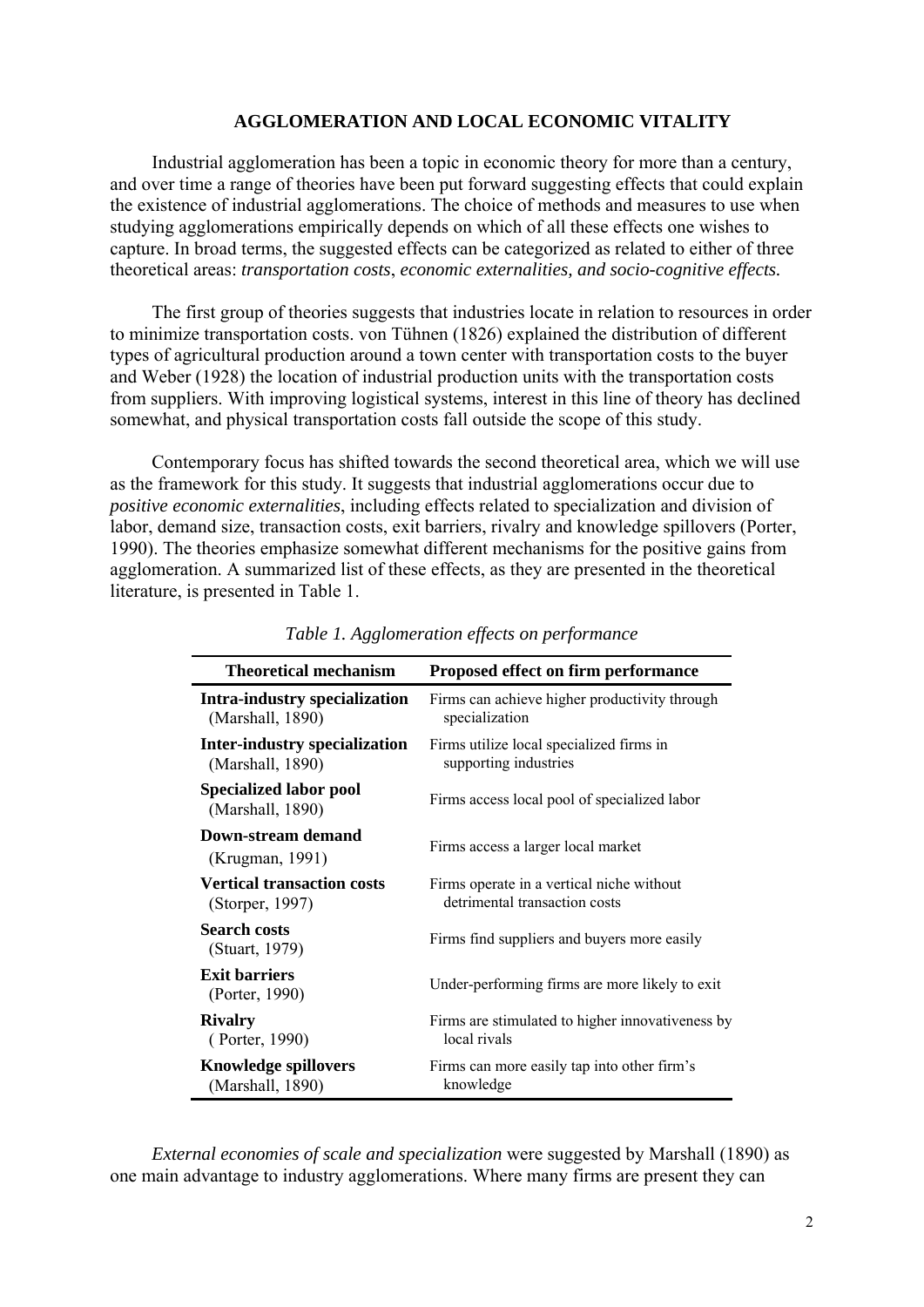## AGGLOMERATION AND LOCAL ECONOMIC VITALITY

Industrial agglomeration has been a topic in economic theory for more than a century, and over time a range of theories have been put forward suggesting effects that could explain the existence of industrial agglomerations. The choice of methods and measures to use when studying agglomerations empirically depends on which of all these effects one wishes to capture. In broad terms, the suggested effects can be categorized as related to either of three theoretical areas: *transportation costs*, *economic externalities, and socio-cognitive effects.*

The first group of theories suggests that industries locate in relation to resources in order to minimize transportation costs. von Tühnen (1826) explained the distribution of different types of agricultural production around a town center with transportation costs to the buyer and Weber (1928) the location of industrial production units with the transportation costs from suppliers. With improving logistical systems, interest in this line of theory has declined somewhat, and physical transportation costs fall outside the scope of this study.

Contemporary focus has shifted towards the second theoretical area, which we will use as the framework for this study. It suggests that industrial agglomerations occur due to *positive economic externalities*, including effects related to specialization and division of labor, demand size, transaction costs, exit barriers, rivalry and knowledge spillovers (Porter, 1990). The theories emphasize somewhat different mechanisms for the positive gains from agglomeration. A summarized list of these effects, as they are presented in the theoretical literature, is presented in Table 1.

*Table 1. Agglomeration effects on performance*

| Theoretical mechanism | Proposed effect on firm performance |
|---|---|
| **Intra-industry specialization** (Marshall, 1890) | Firms can achieve higher productivity through specialization |
| **Inter-industry specialization** (Marshall, 1890) | Firms utilize local specialized firms in supporting industries |
| **Specialized labor pool** (Marshall, 1890) | Firms access local pool of specialized labor |
| **Down-stream demand** (Krugman, 1991) | Firms access a larger local market |
| **Vertical transaction costs** (Storper, 1997) | Firms operate in a vertical niche without detrimental transaction costs |
| **Search costs** (Stuart, 1979) | Firms find suppliers and buyers more easily |
| **Exit barriers** (Porter, 1990) | Under-performing firms are more likely to exit |
| **Rivalry** ( Porter, 1990) | Firms are stimulated to higher innovativeness by local rivals |
| **Knowledge spillovers** (Marshall, 1890) | Firms can more easily tap into other firm's knowledge |

*External economies of scale and specialization* were suggested by Marshall (1890) as one main advantage to industry agglomerations. Where many firms are present they can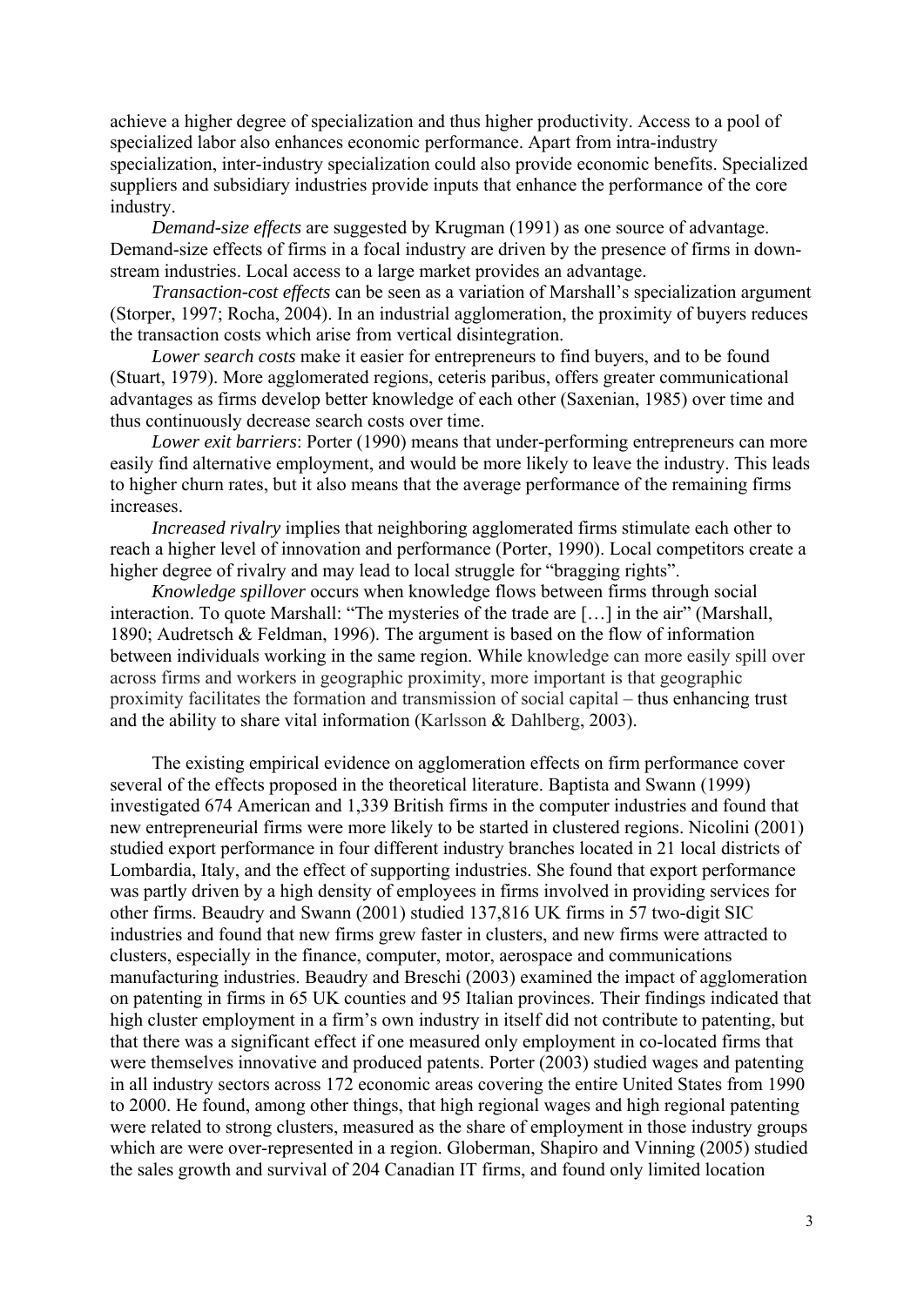achieve a higher degree of specialization and thus higher productivity. Access to a pool of specialized labor also enhances economic performance. Apart from intra-industry specialization, inter-industry specialization could also provide economic benefits. Specialized suppliers and subsidiary industries provide inputs that enhance the performance of the core industry.

*Demand-size effects* are suggested by Krugman (1991) as one source of advantage. Demand-size effects of firms in a focal industry are driven by the presence of firms in down-stream industries. Local access to a large market provides an advantage.

*Transaction-cost effects* can be seen as a variation of Marshall's specialization argument (Storper, 1997; Rocha, 2004). In an industrial agglomeration, the proximity of buyers reduces the transaction costs which arise from vertical disintegration.

*Lower search costs* make it easier for entrepreneurs to find buyers, and to be found (Stuart, 1979). More agglomerated regions, ceteris paribus, offers greater communicational advantages as firms develop better knowledge of each other (Saxenian, 1985) over time and thus continuously decrease search costs over time.

*Lower exit barriers*: Porter (1990) means that under-performing entrepreneurs can more easily find alternative employment, and would be more likely to leave the industry. This leads to higher churn rates, but it also means that the average performance of the remaining firms increases.

*Increased rivalry* implies that neighboring agglomerated firms stimulate each other to reach a higher level of innovation and performance (Porter, 1990). Local competitors create a higher degree of rivalry and may lead to local struggle for "bragging rights".

*Knowledge spillover* occurs when knowledge flows between firms through social interaction. To quote Marshall: "The mysteries of the trade are […] in the air" (Marshall, 1890; Audretsch & Feldman, 1996). The argument is based on the flow of information between individuals working in the same region. While knowledge can more easily spill over across firms and workers in geographic proximity, more important is that geographic proximity facilitates the formation and transmission of social capital – thus enhancing trust and the ability to share vital information (Karlsson & Dahlberg, 2003).

The existing empirical evidence on agglomeration effects on firm performance cover several of the effects proposed in the theoretical literature. Baptista and Swann (1999) investigated 674 American and 1,339 British firms in the computer industries and found that new entrepreneurial firms were more likely to be started in clustered regions. Nicolini (2001) studied export performance in four different industry branches located in 21 local districts of Lombardia, Italy, and the effect of supporting industries. She found that export performance was partly driven by a high density of employees in firms involved in providing services for other firms. Beaudry and Swann (2001) studied 137,816 UK firms in 57 two-digit SIC industries and found that new firms grew faster in clusters, and new firms were attracted to clusters, especially in the finance, computer, motor, aerospace and communications manufacturing industries. Beaudry and Breschi (2003) examined the impact of agglomeration on patenting in firms in 65 UK counties and 95 Italian provinces. Their findings indicated that high cluster employment in a firm's own industry in itself did not contribute to patenting, but that there was a significant effect if one measured only employment in co-located firms that were themselves innovative and produced patents. Porter (2003) studied wages and patenting in all industry sectors across 172 economic areas covering the entire United States from 1990 to 2000. He found, among other things, that high regional wages and high regional patenting were related to strong clusters, measured as the share of employment in those industry groups which are were over-represented in a region. Globerman, Shapiro and Vinning (2005) studied the sales growth and survival of 204 Canadian IT firms, and found only limited location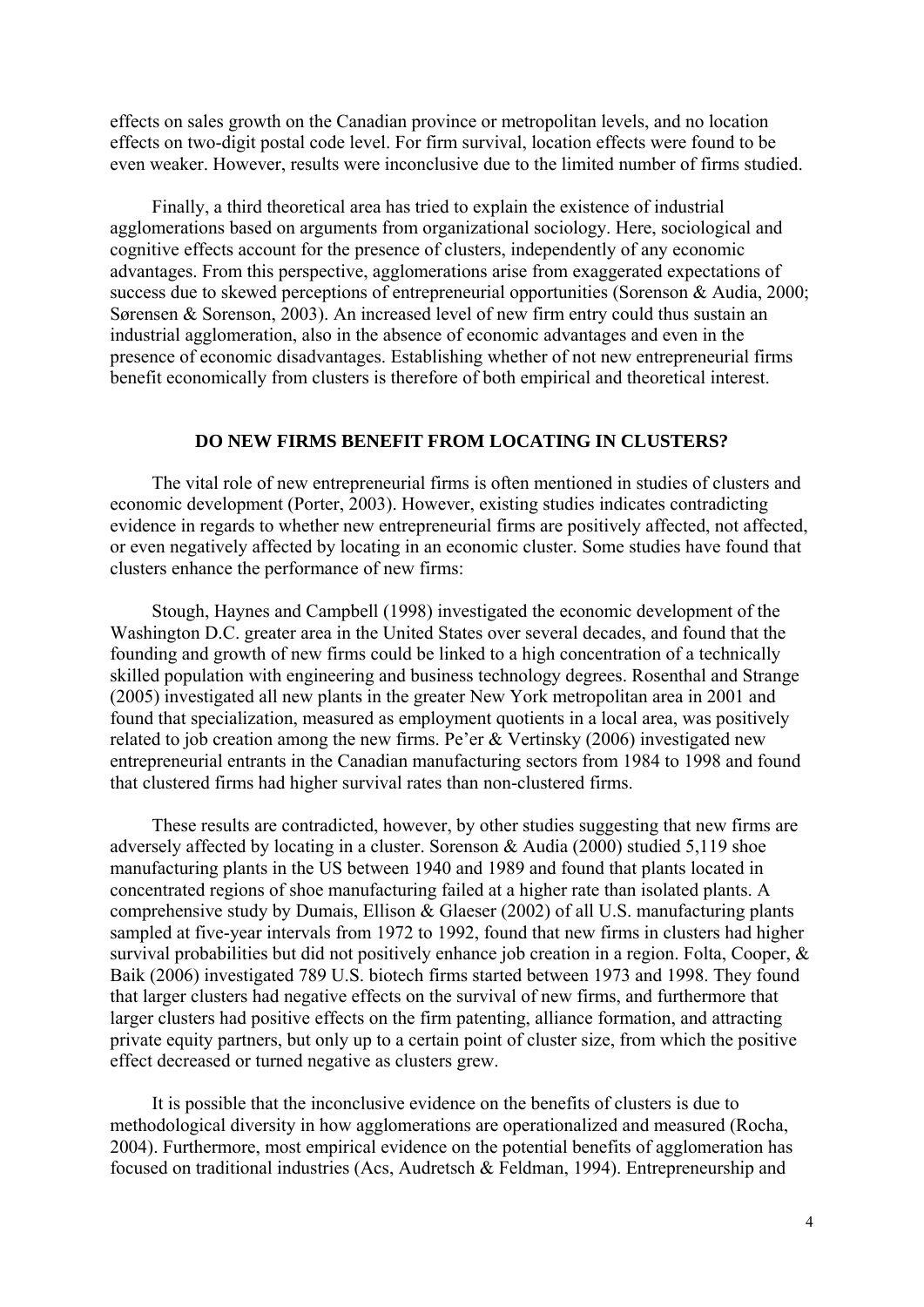effects on sales growth on the Canadian province or metropolitan levels, and no location effects on two-digit postal code level. For firm survival, location effects were found to be even weaker. However, results were inconclusive due to the limited number of firms studied.

Finally, a third theoretical area has tried to explain the existence of industrial agglomerations based on arguments from organizational sociology. Here, sociological and cognitive effects account for the presence of clusters, independently of any economic advantages. From this perspective, agglomerations arise from exaggerated expectations of success due to skewed perceptions of entrepreneurial opportunities (Sorenson & Audia, 2000; Sørensen & Sorenson, 2003). An increased level of new firm entry could thus sustain an industrial agglomeration, also in the absence of economic advantages and even in the presence of economic disadvantages. Establishing whether of not new entrepreneurial firms benefit economically from clusters is therefore of both empirical and theoretical interest.

## DO NEW FIRMS BENEFIT FROM LOCATING IN CLUSTERS?

The vital role of new entrepreneurial firms is often mentioned in studies of clusters and economic development (Porter, 2003). However, existing studies indicates contradicting evidence in regards to whether new entrepreneurial firms are positively affected, not affected, or even negatively affected by locating in an economic cluster. Some studies have found that clusters enhance the performance of new firms:

Stough, Haynes and Campbell (1998) investigated the economic development of the Washington D.C. greater area in the United States over several decades, and found that the founding and growth of new firms could be linked to a high concentration of a technically skilled population with engineering and business technology degrees. Rosenthal and Strange (2005) investigated all new plants in the greater New York metropolitan area in 2001 and found that specialization, measured as employment quotients in a local area, was positively related to job creation among the new firms. Pe'er & Vertinsky (2006) investigated new entrepreneurial entrants in the Canadian manufacturing sectors from 1984 to 1998 and found that clustered firms had higher survival rates than non-clustered firms.

These results are contradicted, however, by other studies suggesting that new firms are adversely affected by locating in a cluster. Sorenson & Audia (2000) studied 5,119 shoe manufacturing plants in the US between 1940 and 1989 and found that plants located in concentrated regions of shoe manufacturing failed at a higher rate than isolated plants. A comprehensive study by Dumais, Ellison & Glaeser (2002) of all U.S. manufacturing plants sampled at five-year intervals from 1972 to 1992, found that new firms in clusters had higher survival probabilities but did not positively enhance job creation in a region. Folta, Cooper, & Baik (2006) investigated 789 U.S. biotech firms started between 1973 and 1998. They found that larger clusters had negative effects on the survival of new firms, and furthermore that larger clusters had positive effects on the firm patenting, alliance formation, and attracting private equity partners, but only up to a certain point of cluster size, from which the positive effect decreased or turned negative as clusters grew.

It is possible that the inconclusive evidence on the benefits of clusters is due to methodological diversity in how agglomerations are operationalized and measured (Rocha, 2004). Furthermore, most empirical evidence on the potential benefits of agglomeration has focused on traditional industries (Acs, Audretsch & Feldman, 1994). Entrepreneurship and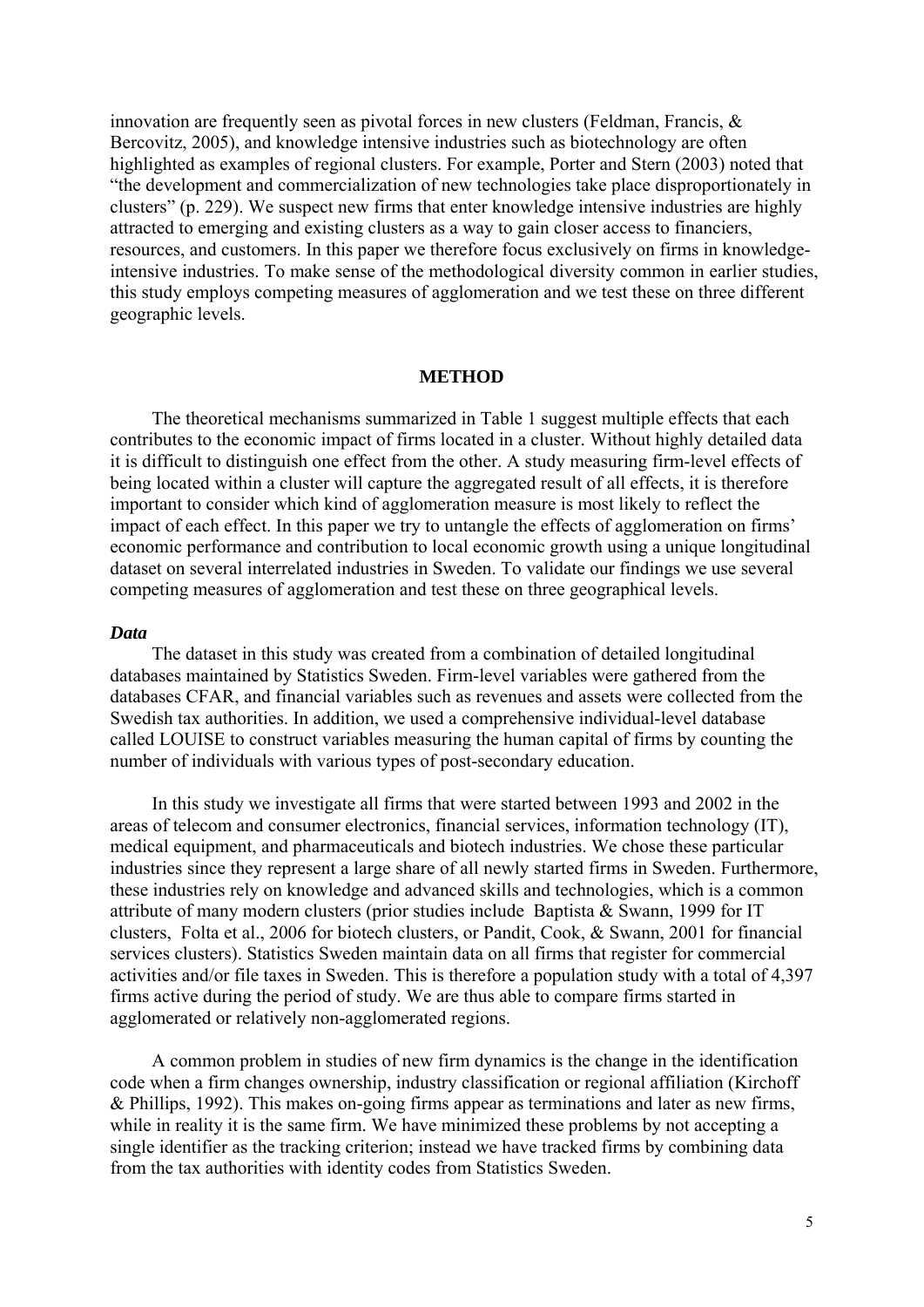innovation are frequently seen as pivotal forces in new clusters (Feldman, Francis, & Bercovitz, 2005), and knowledge intensive industries such as biotechnology are often highlighted as examples of regional clusters. For example, Porter and Stern (2003) noted that "the development and commercialization of new technologies take place disproportionately in clusters" (p. 229). We suspect new firms that enter knowledge intensive industries are highly attracted to emerging and existing clusters as a way to gain closer access to financiers, resources, and customers. In this paper we therefore focus exclusively on firms in knowledge-intensive industries. To make sense of the methodological diversity common in earlier studies, this study employs competing measures of agglomeration and we test these on three different geographic levels.

## METHOD

The theoretical mechanisms summarized in Table 1 suggest multiple effects that each contributes to the economic impact of firms located in a cluster. Without highly detailed data it is difficult to distinguish one effect from the other. A study measuring firm-level effects of being located within a cluster will capture the aggregated result of all effects, it is therefore important to consider which kind of agglomeration measure is most likely to reflect the impact of each effect. In this paper we try to untangle the effects of agglomeration on firms' economic performance and contribution to local economic growth using a unique longitudinal dataset on several interrelated industries in Sweden. To validate our findings we use several competing measures of agglomeration and test these on three geographical levels.

### *Data*

The dataset in this study was created from a combination of detailed longitudinal databases maintained by Statistics Sweden. Firm-level variables were gathered from the databases CFAR, and financial variables such as revenues and assets were collected from the Swedish tax authorities. In addition, we used a comprehensive individual-level database called LOUISE to construct variables measuring the human capital of firms by counting the number of individuals with various types of post-secondary education.

In this study we investigate all firms that were started between 1993 and 2002 in the areas of telecom and consumer electronics, financial services, information technology (IT), medical equipment, and pharmaceuticals and biotech industries. We chose these particular industries since they represent a large share of all newly started firms in Sweden. Furthermore, these industries rely on knowledge and advanced skills and technologies, which is a common attribute of many modern clusters (prior studies include Baptista & Swann, 1999 for IT clusters, Folta et al., 2006 for biotech clusters, or Pandit, Cook, & Swann, 2001 for financial services clusters). Statistics Sweden maintain data on all firms that register for commercial activities and/or file taxes in Sweden. This is therefore a population study with a total of 4,397 firms active during the period of study. We are thus able to compare firms started in agglomerated or relatively non-agglomerated regions.

A common problem in studies of new firm dynamics is the change in the identification code when a firm changes ownership, industry classification or regional affiliation (Kirchoff & Phillips, 1992). This makes on-going firms appear as terminations and later as new firms, while in reality it is the same firm. We have minimized these problems by not accepting a single identifier as the tracking criterion; instead we have tracked firms by combining data from the tax authorities with identity codes from Statistics Sweden.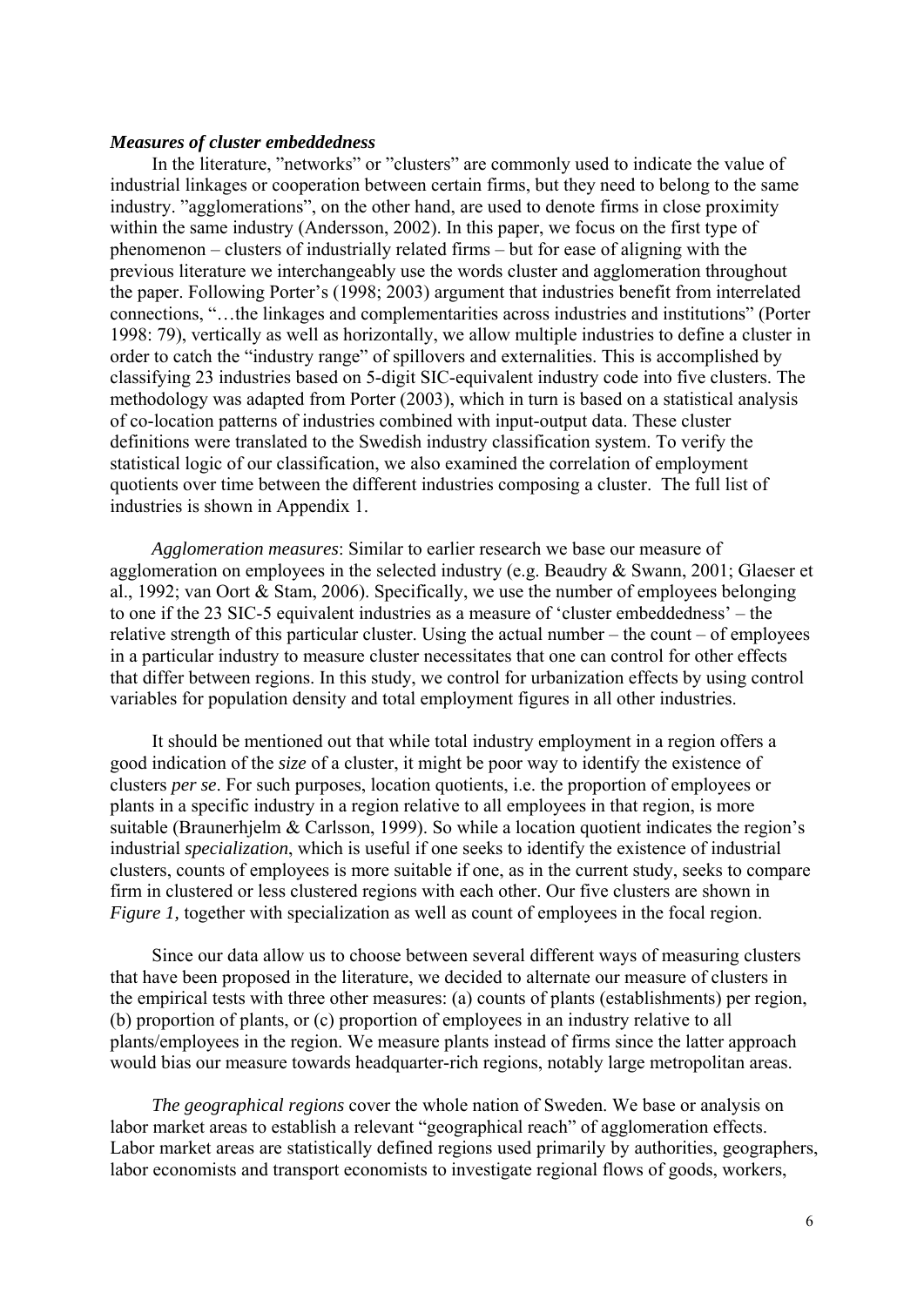### *Measures of cluster embeddedness*

In the literature, "networks" or "clusters" are commonly used to indicate the value of industrial linkages or cooperation between certain firms, but they need to belong to the same industry. "agglomerations", on the other hand, are used to denote firms in close proximity within the same industry (Andersson, 2002). In this paper, we focus on the first type of phenomenon – clusters of industrially related firms – but for ease of aligning with the previous literature we interchangeably use the words cluster and agglomeration throughout the paper. Following Porter's (1998; 2003) argument that industries benefit from interrelated connections, "…the linkages and complementarities across industries and institutions" (Porter 1998: 79), vertically as well as horizontally, we allow multiple industries to define a cluster in order to catch the "industry range" of spillovers and externalities. This is accomplished by classifying 23 industries based on 5-digit SIC-equivalent industry code into five clusters. The methodology was adapted from Porter (2003), which in turn is based on a statistical analysis of co-location patterns of industries combined with input-output data. These cluster definitions were translated to the Swedish industry classification system. To verify the statistical logic of our classification, we also examined the correlation of employment quotients over time between the different industries composing a cluster. The full list of industries is shown in Appendix 1.

*Agglomeration measures*: Similar to earlier research we base our measure of agglomeration on employees in the selected industry (e.g. Beaudry & Swann, 2001; Glaeser et al., 1992; van Oort & Stam, 2006). Specifically, we use the number of employees belonging to one if the 23 SIC-5 equivalent industries as a measure of 'cluster embeddedness' – the relative strength of this particular cluster. Using the actual number – the count – of employees in a particular industry to measure cluster necessitates that one can control for other effects that differ between regions. In this study, we control for urbanization effects by using control variables for population density and total employment figures in all other industries.

It should be mentioned out that while total industry employment in a region offers a good indication of the *size* of a cluster, it might be poor way to identify the existence of clusters *per se*. For such purposes, location quotients, i.e. the proportion of employees or plants in a specific industry in a region relative to all employees in that region, is more suitable (Braunerhjelm & Carlsson, 1999). So while a location quotient indicates the region's industrial *specialization*, which is useful if one seeks to identify the existence of industrial clusters, counts of employees is more suitable if one, as in the current study, seeks to compare firm in clustered or less clustered regions with each other. Our five clusters are shown in *Figure 1,* together with specialization as well as count of employees in the focal region.

Since our data allow us to choose between several different ways of measuring clusters that have been proposed in the literature, we decided to alternate our measure of clusters in the empirical tests with three other measures: (a) counts of plants (establishments) per region, (b) proportion of plants, or (c) proportion of employees in an industry relative to all plants/employees in the region. We measure plants instead of firms since the latter approach would bias our measure towards headquarter-rich regions, notably large metropolitan areas.

*The geographical regions* cover the whole nation of Sweden. We base or analysis on labor market areas to establish a relevant "geographical reach" of agglomeration effects. Labor market areas are statistically defined regions used primarily by authorities, geographers, labor economists and transport economists to investigate regional flows of goods, workers,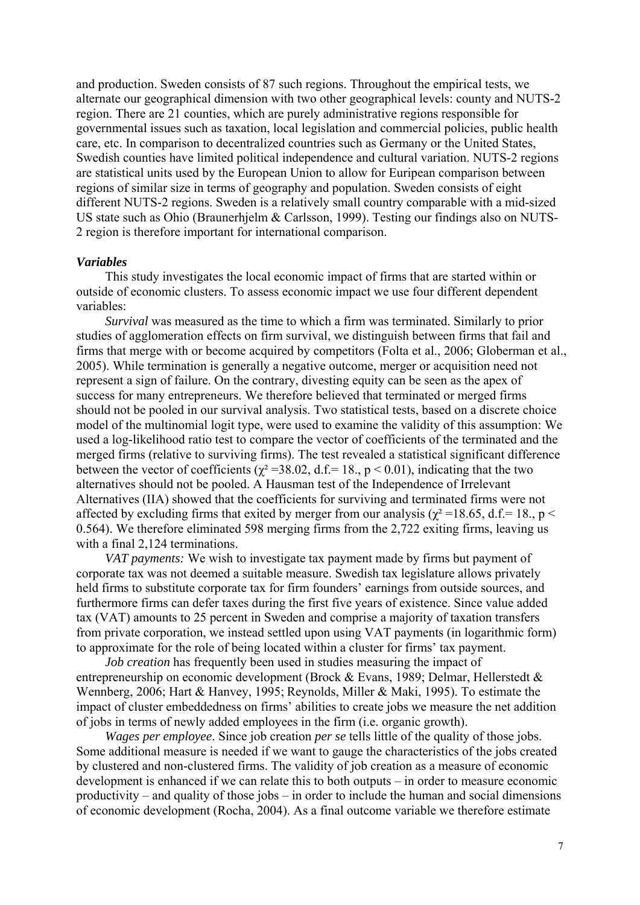and production. Sweden consists of 87 such regions. Throughout the empirical tests, we alternate our geographical dimension with two other geographical levels: county and NUTS-2 region. There are 21 counties, which are purely administrative regions responsible for governmental issues such as taxation, local legislation and commercial policies, public health care, etc. In comparison to decentralized countries such as Germany or the United States, Swedish counties have limited political independence and cultural variation. NUTS-2 regions are statistical units used by the European Union to allow for Euripean comparison between regions of similar size in terms of geography and population. Sweden consists of eight different NUTS-2 regions. Sweden is a relatively small country comparable with a mid-sized US state such as Ohio (Braunerhjelm & Carlsson, 1999). Testing our findings also on NUTS-2 region is therefore important for international comparison.

***Variables***

This study investigates the local economic impact of firms that are started within or outside of economic clusters. To assess economic impact we use four different dependent variables:

*Survival* was measured as the time to which a firm was terminated. Similarly to prior studies of agglomeration effects on firm survival, we distinguish between firms that fail and firms that merge with or become acquired by competitors (Folta et al., 2006; Globerman et al., 2005). While termination is generally a negative outcome, merger or acquisition need not represent a sign of failure. On the contrary, divesting equity can be seen as the apex of success for many entrepreneurs. We therefore believed that terminated or merged firms should not be pooled in our survival analysis. Two statistical tests, based on a discrete choice model of the multinomial logit type, were used to examine the validity of this assumption: We used a log-likelihood ratio test to compare the vector of coefficients of the terminated and the merged firms (relative to surviving firms). The test revealed a statistical significant difference between the vector of coefficients ($\chi^2 = 38.02$, d.f.= 18., $p < 0.01$), indicating that the two alternatives should not be pooled. A Hausman test of the Independence of Irrelevant Alternatives (IIA) showed that the coefficients for surviving and terminated firms were not affected by excluding firms that exited by merger from our analysis ($\chi^2 = 18.65$, d.f.= 18., $p < 0.564$). We therefore eliminated 598 merging firms from the 2,722 exiting firms, leaving us with a final 2,124 terminations.

*VAT payments:* We wish to investigate tax payment made by firms but payment of corporate tax was not deemed a suitable measure. Swedish tax legislature allows privately held firms to substitute corporate tax for firm founders' earnings from outside sources, and furthermore firms can defer taxes during the first five years of existence. Since value added tax (VAT) amounts to 25 percent in Sweden and comprise a majority of taxation transfers from private corporation, we instead settled upon using VAT payments (in logarithmic form) to approximate for the role of being located within a cluster for firms' tax payment.

*Job creation* has frequently been used in studies measuring the impact of entrepreneurship on economic development (Brock & Evans, 1989; Delmar, Hellerstedt & Wennberg, 2006; Hart & Hanvey, 1995; Reynolds, Miller & Maki, 1995). To estimate the impact of cluster embeddedness on firms' abilities to create jobs we measure the net addition of jobs in terms of newly added employees in the firm (i.e. organic growth).

*Wages per employee*. Since job creation *per se* tells little of the quality of those jobs. Some additional measure is needed if we want to gauge the characteristics of the jobs created by clustered and non-clustered firms. The validity of job creation as a measure of economic development is enhanced if we can relate this to both outputs – in order to measure economic productivity – and quality of those jobs – in order to include the human and social dimensions of economic development (Rocha, 2004). As a final outcome variable we therefore estimate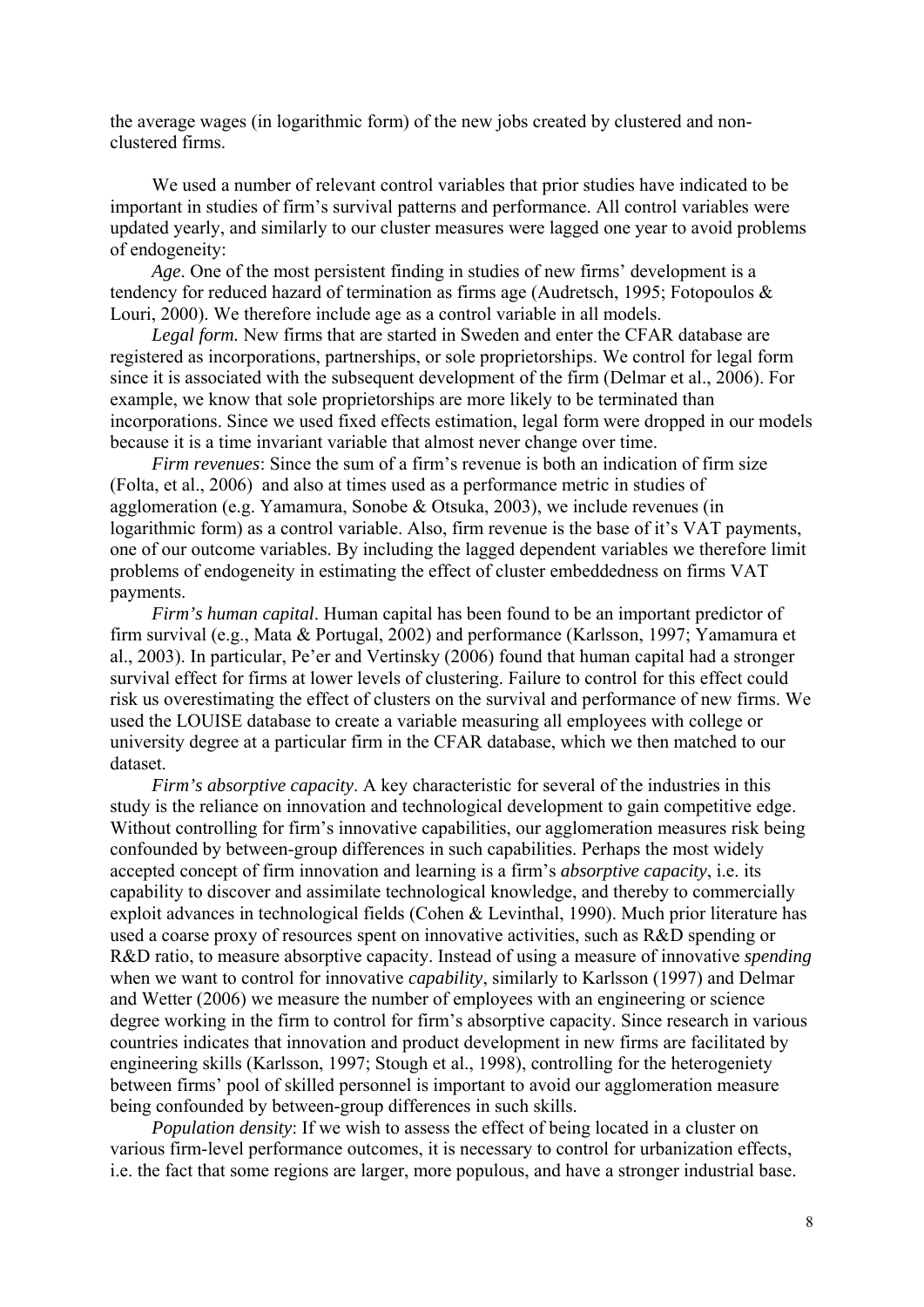the average wages (in logarithmic form) of the new jobs created by clustered and non-clustered firms.

We used a number of relevant control variables that prior studies have indicated to be important in studies of firm's survival patterns and performance. All control variables were updated yearly, and similarly to our cluster measures were lagged one year to avoid problems of endogeneity:

*Age*. One of the most persistent finding in studies of new firms' development is a tendency for reduced hazard of termination as firms age (Audretsch, 1995; Fotopoulos & Louri, 2000). We therefore include age as a control variable in all models.

*Legal form.* New firms that are started in Sweden and enter the CFAR database are registered as incorporations, partnerships, or sole proprietorships. We control for legal form since it is associated with the subsequent development of the firm (Delmar et al., 2006). For example, we know that sole proprietorships are more likely to be terminated than incorporations. Since we used fixed effects estimation, legal form were dropped in our models because it is a time invariant variable that almost never change over time.

*Firm revenues*: Since the sum of a firm's revenue is both an indication of firm size (Folta, et al., 2006) and also at times used as a performance metric in studies of agglomeration (e.g. Yamamura, Sonobe & Otsuka, 2003), we include revenues (in logarithmic form) as a control variable. Also, firm revenue is the base of it's VAT payments, one of our outcome variables. By including the lagged dependent variables we therefore limit problems of endogeneity in estimating the effect of cluster embeddedness on firms VAT payments.

*Firm's human capital*. Human capital has been found to be an important predictor of firm survival (e.g., Mata & Portugal, 2002) and performance (Karlsson, 1997; Yamamura et al., 2003). In particular, Pe'er and Vertinsky (2006) found that human capital had a stronger survival effect for firms at lower levels of clustering. Failure to control for this effect could risk us overestimating the effect of clusters on the survival and performance of new firms. We used the LOUISE database to create a variable measuring all employees with college or university degree at a particular firm in the CFAR database, which we then matched to our dataset.

*Firm's absorptive capacity*. A key characteristic for several of the industries in this study is the reliance on innovation and technological development to gain competitive edge. Without controlling for firm's innovative capabilities, our agglomeration measures risk being confounded by between-group differences in such capabilities. Perhaps the most widely accepted concept of firm innovation and learning is a firm's *absorptive capacity*, i.e. its capability to discover and assimilate technological knowledge, and thereby to commercially exploit advances in technological fields (Cohen & Levinthal, 1990). Much prior literature has used a coarse proxy of resources spent on innovative activities, such as R&D spending or R&D ratio, to measure absorptive capacity. Instead of using a measure of innovative *spending* when we want to control for innovative *capability*, similarly to Karlsson (1997) and Delmar and Wetter (2006) we measure the number of employees with an engineering or science degree working in the firm to control for firm's absorptive capacity. Since research in various countries indicates that innovation and product development in new firms are facilitated by engineering skills (Karlsson, 1997; Stough et al., 1998), controlling for the heterogeniety between firms' pool of skilled personnel is important to avoid our agglomeration measure being confounded by between-group differences in such skills.

*Population density*: If we wish to assess the effect of being located in a cluster on various firm-level performance outcomes, it is necessary to control for urbanization effects, i.e. the fact that some regions are larger, more populous, and have a stronger industrial base.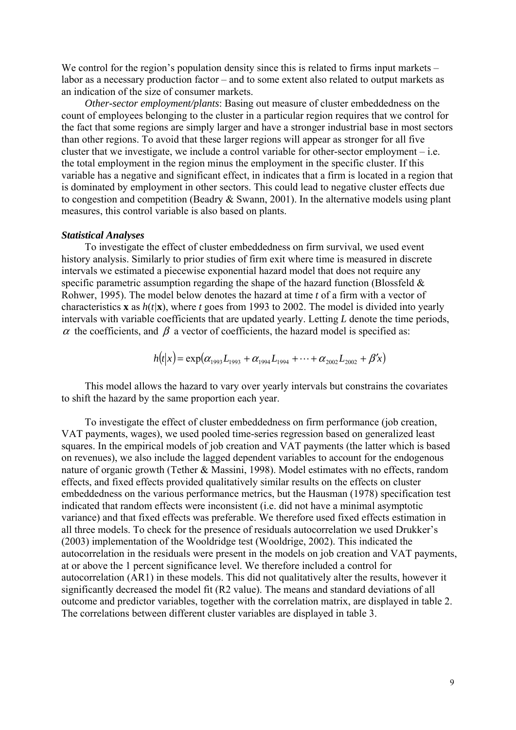We control for the region's population density since this is related to firms input markets – labor as a necessary production factor – and to some extent also related to output markets as an indication of the size of consumer markets.

*Other-sector employment/plants*: Basing out measure of cluster embeddedness on the count of employees belonging to the cluster in a particular region requires that we control for the fact that some regions are simply larger and have a stronger industrial base in most sectors than other regions. To avoid that these larger regions will appear as stronger for all five cluster that we investigate, we include a control variable for other-sector employment – i.e. the total employment in the region minus the employment in the specific cluster. If this variable has a negative and significant effect, in indicates that a firm is located in a region that is dominated by employment in other sectors. This could lead to negative cluster effects due to congestion and competition (Beadry & Swann, 2001). In the alternative models using plant measures, this control variable is also based on plants.

***Statistical Analyses***

To investigate the effect of cluster embeddedness on firm survival, we used event history analysis. Similarly to prior studies of firm exit where time is measured in discrete intervals we estimated a piecewise exponential hazard model that does not require any specific parametric assumption regarding the shape of the hazard function (Blossfeld & Rohwer, 1995). The model below denotes the hazard at time $t$ of a firm with a vector of characteristics $\mathbf{x}$ as $h(t|\mathbf{x})$, where $t$ goes from 1993 to 2002. The model is divided into yearly intervals with variable coefficients that are updated yearly. Letting $L$ denote the time periods, $\alpha$ the coefficients, and $\beta$ a vector of coefficients, the hazard model is specified as:

$$h(t|x) = \exp(\alpha_{1993}L_{1993} + \alpha_{1994}L_{1994} + \cdots + \alpha_{2002}L_{2002} + \beta' x)$$

This model allows the hazard to vary over yearly intervals but constrains the covariates to shift the hazard by the same proportion each year.

To investigate the effect of cluster embeddedness on firm performance (job creation, VAT payments, wages), we used pooled time-series regression based on generalized least squares. In the empirical models of job creation and VAT payments (the latter which is based on revenues), we also include the lagged dependent variables to account for the endogenous nature of organic growth (Tether & Massini, 1998). Model estimates with no effects, random effects, and fixed effects provided qualitatively similar results on the effects on cluster embeddedness on the various performance metrics, but the Hausman (1978) specification test indicated that random effects were inconsistent (i.e. did not have a minimal asymptotic variance) and that fixed effects was preferable. We therefore used fixed effects estimation in all three models. To check for the presence of residuals autocorrelation we used Drukker's (2003) implementation of the Wooldridge test (Wooldrige, 2002). This indicated the autocorrelation in the residuals were present in the models on job creation and VAT payments, at or above the 1 percent significance level. We therefore included a control for autocorrelation (AR1) in these models. This did not qualitatively alter the results, however it significantly decreased the model fit (R2 value). The means and standard deviations of all outcome and predictor variables, together with the correlation matrix, are displayed in table 2. The correlations between different cluster variables are displayed in table 3.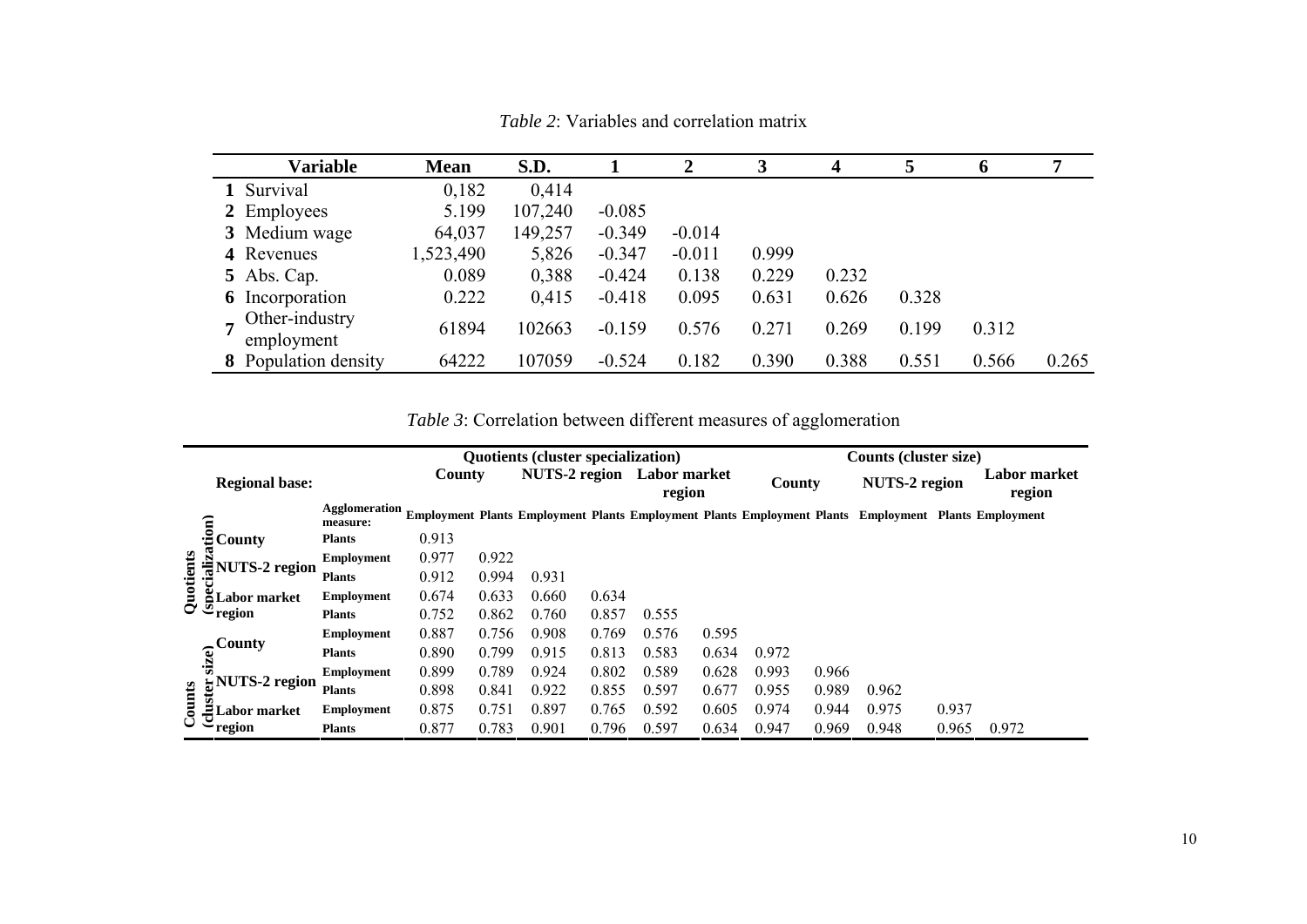*Table 2*: Variables and correlation matrix

| | Variable | Mean | S.D. | 1 | 2 | 3 | 4 | 5 | 6 | 7 |
|---|---|---|---|---|---|---|---|---|---|---|
| 1 | Survival | 0,182 | 0,414 | | | | | | | |
| 2 | Employees | 5.199 | 107,240 | -0.085 | | | | | | |
| 3 | Medium wage | 64,037 | 149,257 | -0.349 | -0.014 | | | | | |
| 4 | Revenues | 1,523,490 | 5,826 | -0.347 | -0.011 | 0.999 | | | | |
| 5 | Abs. Cap. | 0.089 | 0,388 | -0.424 | 0.138 | 0.229 | 0.232 | | | |
| 6 | Incorporation | 0.222 | 0,415 | -0.418 | 0.095 | 0.631 | 0.626 | 0.328 | | |
| 7 | Other-industry employment | 61894 | 102663 | -0.159 | 0.576 | 0.271 | 0.269 | 0.199 | 0.312 | |
| 8 | Population density | 64222 | 107059 | -0.524 | 0.182 | 0.390 | 0.388 | 0.551 | 0.566 | 0.265 |

*Table 3*: Correlation between different measures of agglomeration

| | | | Quotients (cluster specialization) | | | | | | Counts (cluster size) | | | | |
|---|---|---|---|---|---|---|---|---|---|---|---|---|---|
| | **Regional base:** | | County | | NUTS-2 region | | Labor market region | | County | | NUTS-2 region | | Labor market region |
| | | **Agglomeration measure:** | Employment | Plants | Employment | Plants | Employment | Plants | Employment | Plants | Employment | Plants | Employment |
| Quotients (specialization) | County | Plants | 0.913 | | | | | | | | | | |
| | NUTS-2 region | Employment | 0.977 | 0.922 | | | | | | | | | |
| | | Plants | 0.912 | 0.994 | 0.931 | | | | | | | | |
| | Labor market region | Employment | 0.674 | 0.633 | 0.660 | 0.634 | | | | | | | |
| | | Plants | 0.752 | 0.862 | 0.760 | 0.857 | 0.555 | | | | | | |
| Counts (cluster size) | County | Employment | 0.887 | 0.756 | 0.908 | 0.769 | 0.576 | 0.595 | | | | | |
| | | Plants | 0.890 | 0.799 | 0.915 | 0.813 | 0.583 | 0.634 | 0.972 | | | | |
| | NUTS-2 region | Employment | 0.899 | 0.789 | 0.924 | 0.802 | 0.589 | 0.628 | 0.993 | 0.966 | | | |
| | | Plants | 0.898 | 0.841 | 0.922 | 0.855 | 0.597 | 0.677 | 0.955 | 0.989 | 0.962 | | |
| | Labor market region | Employment | 0.875 | 0.751 | 0.897 | 0.765 | 0.592 | 0.605 | 0.974 | 0.944 | 0.975 | 0.937 | |
| | | Plants | 0.877 | 0.783 | 0.901 | 0.796 | 0.597 | 0.634 | 0.947 | 0.969 | 0.948 | 0.965 | 0.972 |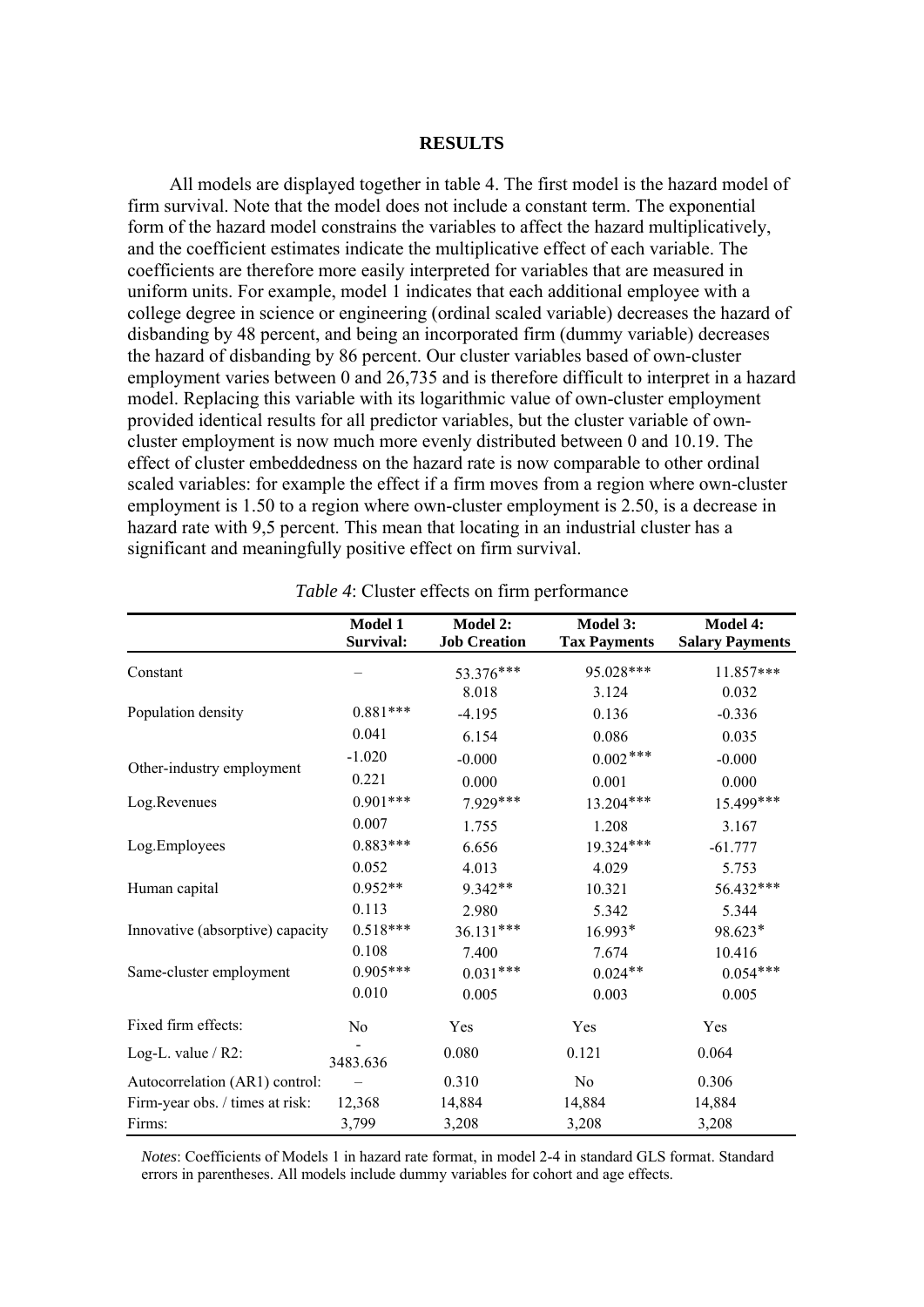## RESULTS

All models are displayed together in table 4. The first model is the hazard model of firm survival. Note that the model does not include a constant term. The exponential form of the hazard model constrains the variables to affect the hazard multiplicatively, and the coefficient estimates indicate the multiplicative effect of each variable. The coefficients are therefore more easily interpreted for variables that are measured in uniform units. For example, model 1 indicates that each additional employee with a college degree in science or engineering (ordinal scaled variable) decreases the hazard of disbanding by 48 percent, and being an incorporated firm (dummy variable) decreases the hazard of disbanding by 86 percent. Our cluster variables based of own-cluster employment varies between 0 and 26,735 and is therefore difficult to interpret in a hazard model. Replacing this variable with its logarithmic value of own-cluster employment provided identical results for all predictor variables, but the cluster variable of own-cluster employment is now much more evenly distributed between 0 and 10.19. The effect of cluster embeddedness on the hazard rate is now comparable to other ordinal scaled variables: for example the effect if a firm moves from a region where own-cluster employment is 1.50 to a region where own-cluster employment is 2.50, is a decrease in hazard rate with 9,5 percent. This mean that locating in an industrial cluster has a significant and meaningfully positive effect on firm survival.

*Table 4*: Cluster effects on firm performance

| | **Model 1 Survival:** | **Model 2: Job Creation** | **Model 3: Tax Payments** | **Model 4: Salary Payments** |
|---|---|---|---|---|
| Constant | – | 53.376*** | 95.028*** | 11.857*** |
| | | 8.018 | 3.124 | 0.032 |
| Population density | 0.881*** | -4.195 | 0.136 | -0.336 |
| | 0.041 | 6.154 | 0.086 | 0.035 |
| Other-industry employment | -1.020 | -0.000 | 0.002*** | -0.000 |
| | 0.221 | 0.000 | 0.001 | 0.000 |
| Log.Revenues | 0.901*** | 7.929*** | 13.204*** | 15.499*** |
| | 0.007 | 1.755 | 1.208 | 3.167 |
| Log.Employees | 0.883*** | 6.656 | 19.324*** | -61.777 |
| | 0.052 | 4.013 | 4.029 | 5.753 |
| Human capital | 0.952** | 9.342** | 10.321 | 56.432*** |
| | 0.113 | 2.980 | 5.342 | 5.344 |
| Innovative (absorptive) capacity | 0.518*** | 36.131*** | 16.993* | 98.623* |
| | 0.108 | 7.400 | 7.674 | 10.416 |
| Same-cluster employment | 0.905*** | 0.031*** | 0.024** | 0.054*** |
| | 0.010 | 0.005 | 0.003 | 0.005 |
| Fixed firm effects: | No | Yes | Yes | Yes |
| Log-L. value / R2: | -3483.636 | 0.080 | 0.121 | 0.064 |
| Autocorrelation (AR1) control: | – | 0.310 | No | 0.306 |
| Firm-year obs. / times at risk: | 12,368 | 14,884 | 14,884 | 14,884 |
| Firms: | 3,799 | 3,208 | 3,208 | 3,208 |

*Notes*: Coefficients of Models 1 in hazard rate format, in model 2-4 in standard GLS format. Standard errors in parentheses. All models include dummy variables for cohort and age effects.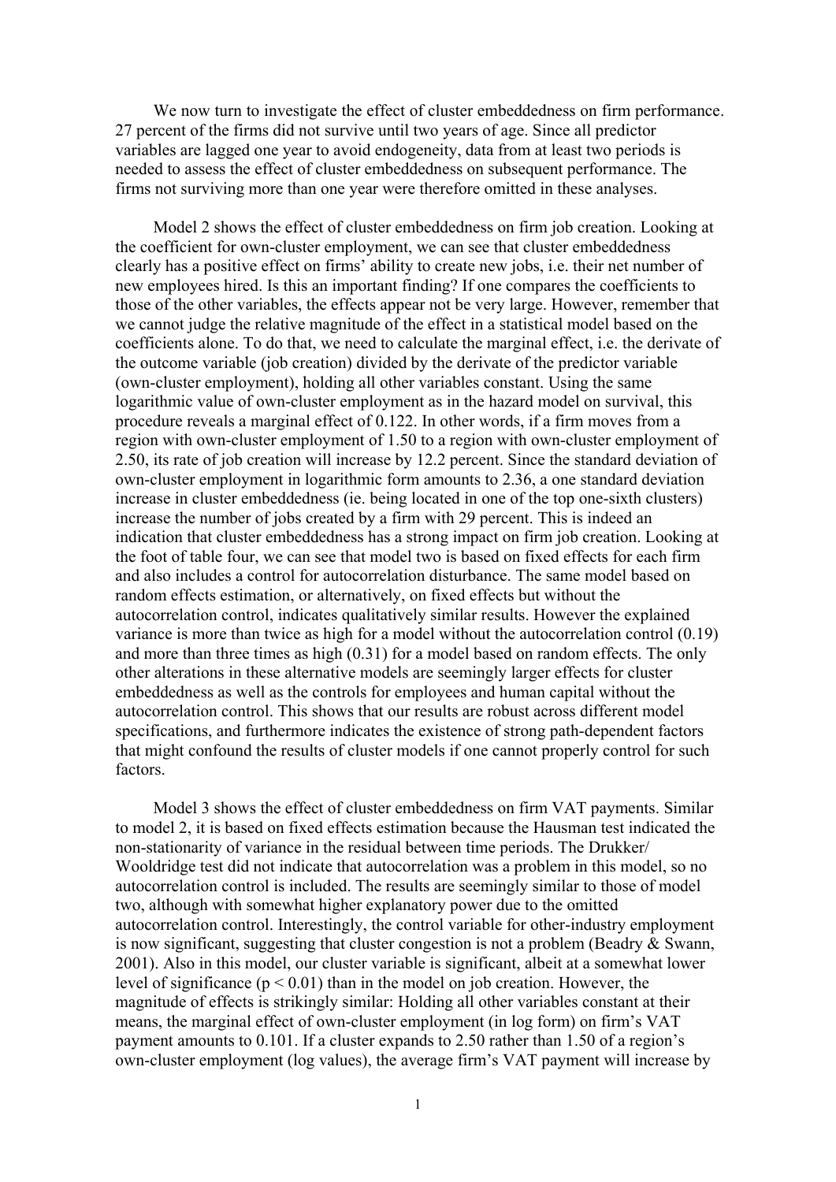We now turn to investigate the effect of cluster embeddedness on firm performance. 27 percent of the firms did not survive until two years of age. Since all predictor variables are lagged one year to avoid endogeneity, data from at least two periods is needed to assess the effect of cluster embeddedness on subsequent performance. The firms not surviving more than one year were therefore omitted in these analyses.

Model 2 shows the effect of cluster embeddedness on firm job creation. Looking at the coefficient for own-cluster employment, we can see that cluster embeddedness clearly has a positive effect on firms' ability to create new jobs, i.e. their net number of new employees hired. Is this an important finding? If one compares the coefficients to those of the other variables, the effects appear not be very large. However, remember that we cannot judge the relative magnitude of the effect in a statistical model based on the coefficients alone. To do that, we need to calculate the marginal effect, i.e. the derivate of the outcome variable (job creation) divided by the derivate of the predictor variable (own-cluster employment), holding all other variables constant. Using the same logarithmic value of own-cluster employment as in the hazard model on survival, this procedure reveals a marginal effect of 0.122. In other words, if a firm moves from a region with own-cluster employment of 1.50 to a region with own-cluster employment of 2.50, its rate of job creation will increase by 12.2 percent. Since the standard deviation of own-cluster employment in logarithmic form amounts to 2.36, a one standard deviation increase in cluster embeddedness (ie. being located in one of the top one-sixth clusters) increase the number of jobs created by a firm with 29 percent. This is indeed an indication that cluster embeddedness has a strong impact on firm job creation. Looking at the foot of table four, we can see that model two is based on fixed effects for each firm and also includes a control for autocorrelation disturbance. The same model based on random effects estimation, or alternatively, on fixed effects but without the autocorrelation control, indicates qualitatively similar results. However the explained variance is more than twice as high for a model without the autocorrelation control (0.19) and more than three times as high (0.31) for a model based on random effects. The only other alterations in these alternative models are seemingly larger effects for cluster embeddedness as well as the controls for employees and human capital without the autocorrelation control. This shows that our results are robust across different model specifications, and furthermore indicates the existence of strong path-dependent factors that might confound the results of cluster models if one cannot properly control for such factors.

Model 3 shows the effect of cluster embeddedness on firm VAT payments. Similar to model 2, it is based on fixed effects estimation because the Hausman test indicated the non-stationarity of variance in the residual between time periods. The Drukker/ Wooldridge test did not indicate that autocorrelation was a problem in this model, so no autocorrelation control is included. The results are seemingly similar to those of model two, although with somewhat higher explanatory power due to the omitted autocorrelation control. Interestingly, the control variable for other-industry employment is now significant, suggesting that cluster congestion is not a problem (Beadry & Swann, 2001). Also in this model, our cluster variable is significant, albeit at a somewhat lower level of significance ($p < 0.01$) than in the model on job creation. However, the magnitude of effects is strikingly similar: Holding all other variables constant at their means, the marginal effect of own-cluster employment (in log form) on firm's VAT payment amounts to 0.101. If a cluster expands to 2.50 rather than 1.50 of a region's own-cluster employment (log values), the average firm's VAT payment will increase by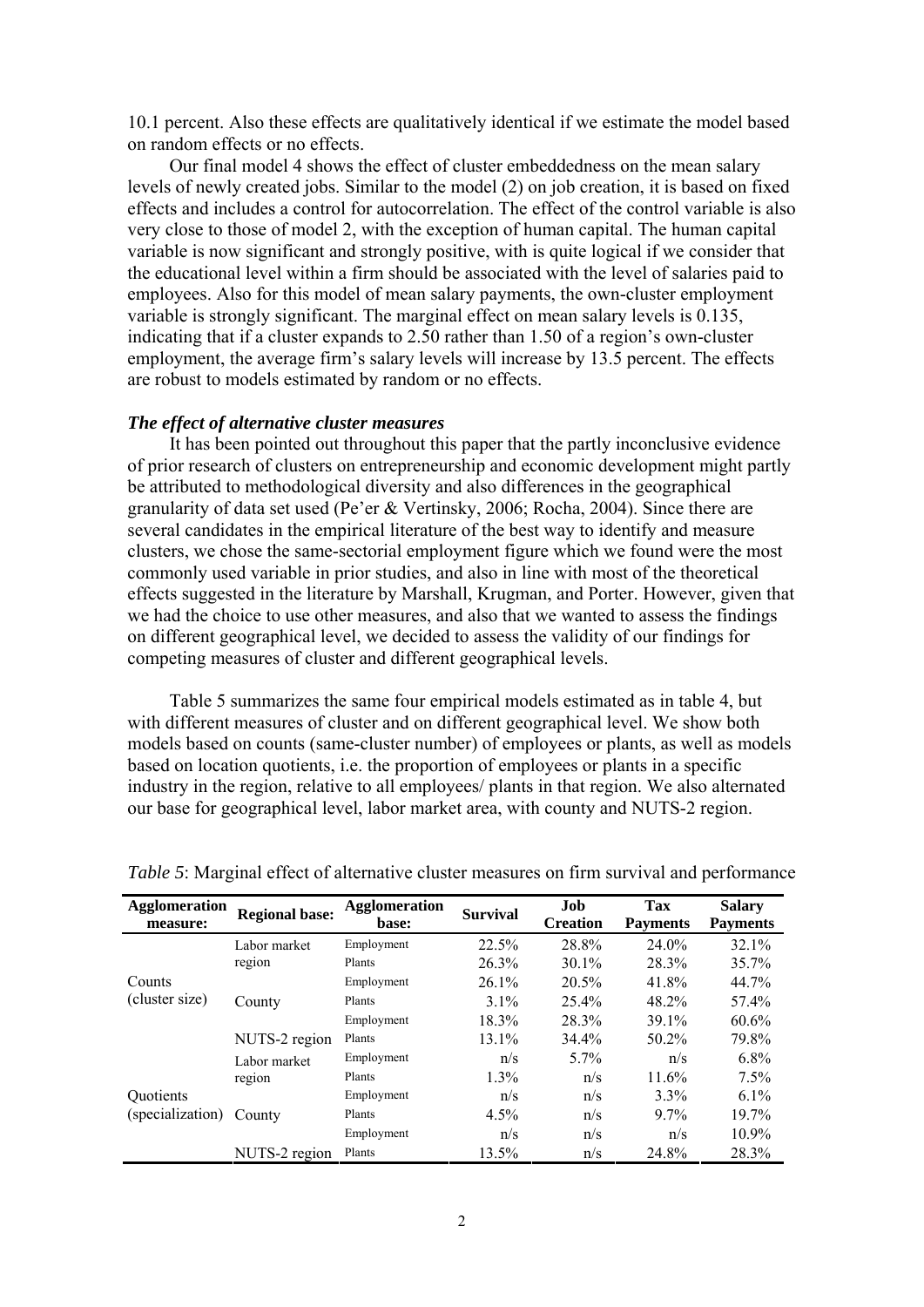10.1 percent. Also these effects are qualitatively identical if we estimate the model based on random effects or no effects.

Our final model 4 shows the effect of cluster embeddedness on the mean salary levels of newly created jobs. Similar to the model (2) on job creation, it is based on fixed effects and includes a control for autocorrelation. The effect of the control variable is also very close to those of model 2, with the exception of human capital. The human capital variable is now significant and strongly positive, with is quite logical if we consider that the educational level within a firm should be associated with the level of salaries paid to employees. Also for this model of mean salary payments, the own-cluster employment variable is strongly significant. The marginal effect on mean salary levels is 0.135, indicating that if a cluster expands to 2.50 rather than 1.50 of a region's own-cluster employment, the average firm's salary levels will increase by 13.5 percent. The effects are robust to models estimated by random or no effects.

### *The effect of alternative cluster measures*

It has been pointed out throughout this paper that the partly inconclusive evidence of prior research of clusters on entrepreneurship and economic development might partly be attributed to methodological diversity and also differences in the geographical granularity of data set used (Pe'er & Vertinsky, 2006; Rocha, 2004). Since there are several candidates in the empirical literature of the best way to identify and measure clusters, we chose the same-sectorial employment figure which we found were the most commonly used variable in prior studies, and also in line with most of the theoretical effects suggested in the literature by Marshall, Krugman, and Porter. However, given that we had the choice to use other measures, and also that we wanted to assess the findings on different geographical level, we decided to assess the validity of our findings for competing measures of cluster and different geographical levels.

Table 5 summarizes the same four empirical models estimated as in table 4, but with different measures of cluster and on different geographical level. We show both models based on counts (same-cluster number) of employees or plants, as well as models based on location quotients, i.e. the proportion of employees or plants in a specific industry in the region, relative to all employees/ plants in that region. We also alternated our base for geographical level, labor market area, with county and NUTS-2 region.

*Table 5*: Marginal effect of alternative cluster measures on firm survival and performance

| Agglomeration measure: | Regional base: | Agglomeration base: | Survival | Job Creation | Tax Payments | Salary Payments |
|---|---|---|---|---|---|---|
| Counts (cluster size) | Labor market region | Employment | 22.5% | 28.8% | 24.0% | 32.1% |
| | | Plants | 26.3% | 30.1% | 28.3% | 35.7% |
| | County | Employment | 26.1% | 20.5% | 41.8% | 44.7% |
| | | Plants | 3.1% | 25.4% | 48.2% | 57.4% |
| | NUTS-2 region | Employment | 18.3% | 28.3% | 39.1% | 60.6% |
| | | Plants | 13.1% | 34.4% | 50.2% | 79.8% |
| Quotients (specialization) | Labor market region | Employment | n/s | 5.7% | n/s | 6.8% |
| | | Plants | 1.3% | n/s | 11.6% | 7.5% |
| | County | Employment | n/s | n/s | 3.3% | 6.1% |
| | | Plants | 4.5% | n/s | 9.7% | 19.7% |
| | NUTS-2 region | Employment | n/s | n/s | n/s | 10.9% |
| | | Plants | 13.5% | n/s | 24.8% | 28.3% |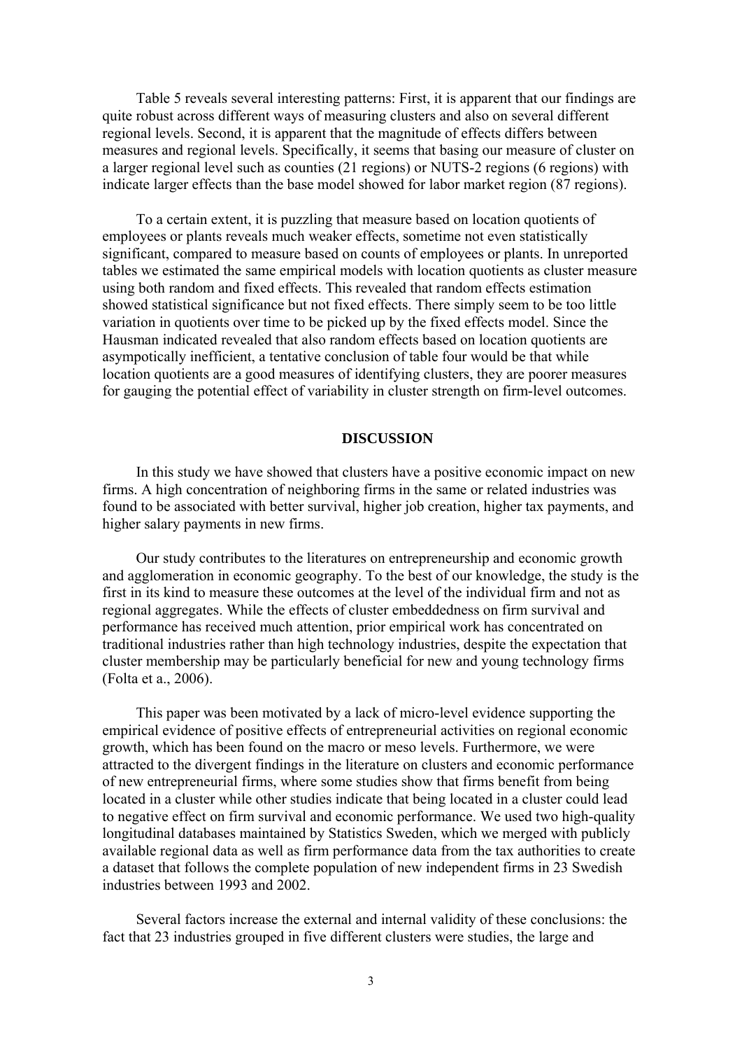Table 5 reveals several interesting patterns: First, it is apparent that our findings are quite robust across different ways of measuring clusters and also on several different regional levels. Second, it is apparent that the magnitude of effects differs between measures and regional levels. Specifically, it seems that basing our measure of cluster on a larger regional level such as counties (21 regions) or NUTS-2 regions (6 regions) with indicate larger effects than the base model showed for labor market region (87 regions).

To a certain extent, it is puzzling that measure based on location quotients of employees or plants reveals much weaker effects, sometime not even statistically significant, compared to measure based on counts of employees or plants. In unreported tables we estimated the same empirical models with location quotients as cluster measure using both random and fixed effects. This revealed that random effects estimation showed statistical significance but not fixed effects. There simply seem to be too little variation in quotients over time to be picked up by the fixed effects model. Since the Hausman indicated revealed that also random effects based on location quotients are asympotically inefficient, a tentative conclusion of table four would be that while location quotients are a good measures of identifying clusters, they are poorer measures for gauging the potential effect of variability in cluster strength on firm-level outcomes.

## DISCUSSION

In this study we have showed that clusters have a positive economic impact on new firms. A high concentration of neighboring firms in the same or related industries was found to be associated with better survival, higher job creation, higher tax payments, and higher salary payments in new firms.

Our study contributes to the literatures on entrepreneurship and economic growth and agglomeration in economic geography. To the best of our knowledge, the study is the first in its kind to measure these outcomes at the level of the individual firm and not as regional aggregates. While the effects of cluster embeddedness on firm survival and performance has received much attention, prior empirical work has concentrated on traditional industries rather than high technology industries, despite the expectation that cluster membership may be particularly beneficial for new and young technology firms (Folta et a., 2006).

This paper was been motivated by a lack of micro-level evidence supporting the empirical evidence of positive effects of entrepreneurial activities on regional economic growth, which has been found on the macro or meso levels. Furthermore, we were attracted to the divergent findings in the literature on clusters and economic performance of new entrepreneurial firms, where some studies show that firms benefit from being located in a cluster while other studies indicate that being located in a cluster could lead to negative effect on firm survival and economic performance. We used two high-quality longitudinal databases maintained by Statistics Sweden, which we merged with publicly available regional data as well as firm performance data from the tax authorities to create a dataset that follows the complete population of new independent firms in 23 Swedish industries between 1993 and 2002.

Several factors increase the external and internal validity of these conclusions: the fact that 23 industries grouped in five different clusters were studies, the large and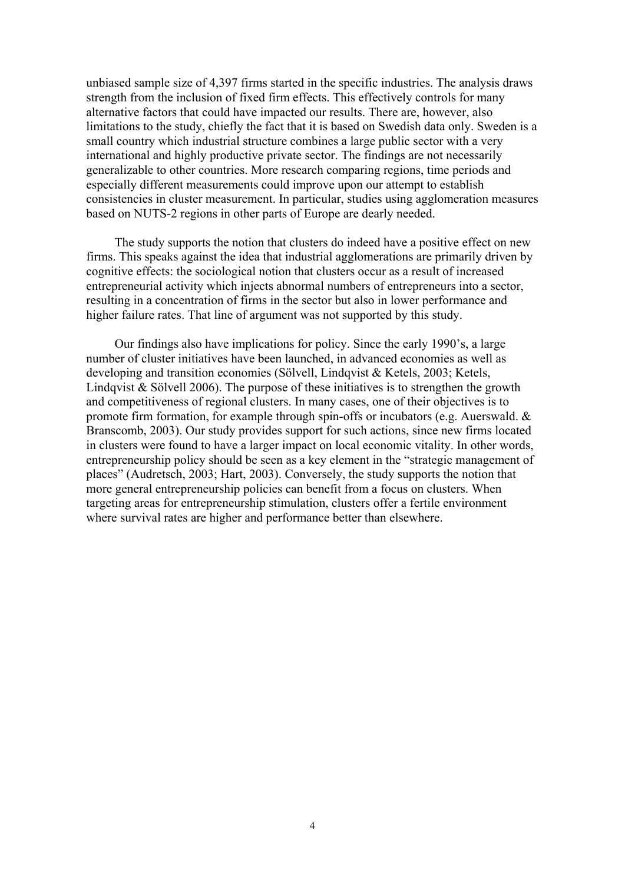unbiased sample size of 4,397 firms started in the specific industries. The analysis draws strength from the inclusion of fixed firm effects. This effectively controls for many alternative factors that could have impacted our results. There are, however, also limitations to the study, chiefly the fact that it is based on Swedish data only. Sweden is a small country which industrial structure combines a large public sector with a very international and highly productive private sector. The findings are not necessarily generalizable to other countries. More research comparing regions, time periods and especially different measurements could improve upon our attempt to establish consistencies in cluster measurement. In particular, studies using agglomeration measures based on NUTS-2 regions in other parts of Europe are dearly needed.

The study supports the notion that clusters do indeed have a positive effect on new firms. This speaks against the idea that industrial agglomerations are primarily driven by cognitive effects: the sociological notion that clusters occur as a result of increased entrepreneurial activity which injects abnormal numbers of entrepreneurs into a sector, resulting in a concentration of firms in the sector but also in lower performance and higher failure rates. That line of argument was not supported by this study.

Our findings also have implications for policy. Since the early 1990's, a large number of cluster initiatives have been launched, in advanced economies as well as developing and transition economies (Sölvell, Lindqvist & Ketels, 2003; Ketels, Lindqvist & Sölvell 2006). The purpose of these initiatives is to strengthen the growth and competitiveness of regional clusters. In many cases, one of their objectives is to promote firm formation, for example through spin-offs or incubators (e.g. Auerswald. & Branscomb, 2003). Our study provides support for such actions, since new firms located in clusters were found to have a larger impact on local economic vitality. In other words, entrepreneurship policy should be seen as a key element in the "strategic management of places" (Audretsch, 2003; Hart, 2003). Conversely, the study supports the notion that more general entrepreneurship policies can benefit from a focus on clusters. When targeting areas for entrepreneurship stimulation, clusters offer a fertile environment where survival rates are higher and performance better than elsewhere.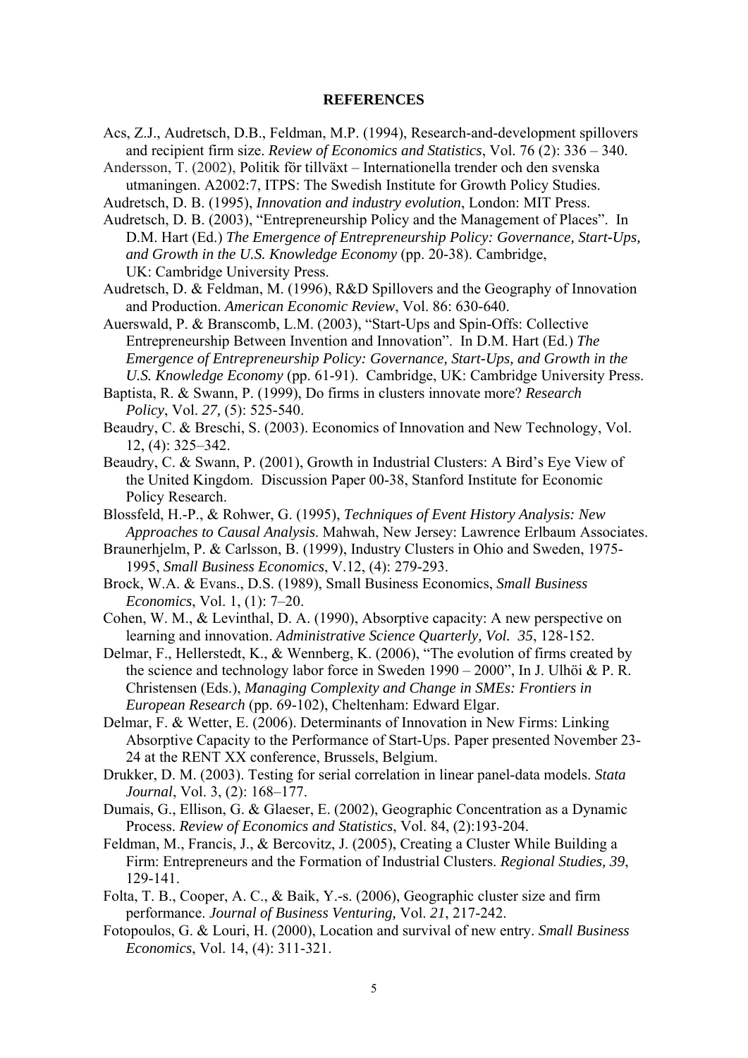**REFERENCES**

Acs, Z.J., Audretsch, D.B., Feldman, M.P. (1994), Research-and-development spillovers and recipient firm size. *Review of Economics and Statistics*, Vol. 76 (2): 336 – 340.

Andersson, T. (2002), Politik för tillväxt – Internationella trender och den svenska utmaningen. A2002:7, ITPS: The Swedish Institute for Growth Policy Studies.

Audretsch, D. B. (1995), *Innovation and industry evolution*, London: MIT Press.

Audretsch, D. B. (2003), "Entrepreneurship Policy and the Management of Places". In D.M. Hart (Ed.) *The Emergence of Entrepreneurship Policy: Governance, Start-Ups, and Growth in the U.S. Knowledge Economy* (pp. 20-38). Cambridge, UK: Cambridge University Press.

Audretsch, D. & Feldman, M. (1996), R&D Spillovers and the Geography of Innovation and Production. *American Economic Review*, Vol. 86: 630-640.

Auerswald, P. & Branscomb, L.M. (2003), "Start-Ups and Spin-Offs: Collective Entrepreneurship Between Invention and Innovation". In D.M. Hart (Ed.) *The Emergence of Entrepreneurship Policy: Governance, Start-Ups, and Growth in the U.S. Knowledge Economy* (pp. 61-91). Cambridge, UK: Cambridge University Press.

Baptista, R. & Swann, P. (1999), Do firms in clusters innovate more? *Research Policy*, Vol. *27,* (5): 525-540.

Beaudry, C. & Breschi, S. (2003). Economics of Innovation and New Technology, Vol. 12, (4): 325–342.

Beaudry, C. & Swann, P. (2001), Growth in Industrial Clusters: A Bird's Eye View of the United Kingdom. Discussion Paper 00-38, Stanford Institute for Economic Policy Research.

Blossfeld, H.-P., & Rohwer, G. (1995), *Techniques of Event History Analysis: New Approaches to Causal Analysis*. Mahwah, New Jersey: Lawrence Erlbaum Associates.

Braunerhjelm, P. & Carlsson, B. (1999), Industry Clusters in Ohio and Sweden, 1975-1995, *Small Business Economics*, V.12, (4): 279-293.

Brock, W.A. & Evans., D.S. (1989), Small Business Economics, *Small Business Economics*, Vol. 1, (1): 7–20.

Cohen, W. M., & Levinthal, D. A. (1990), Absorptive capacity: A new perspective on learning and innovation. *Administrative Science Quarterly, Vol. 35*, 128-152.

Delmar, F., Hellerstedt, K., & Wennberg, K. (2006), "The evolution of firms created by the science and technology labor force in Sweden 1990 – 2000", In J. Ulhöi & P. R. Christensen (Eds.), *Managing Complexity and Change in SMEs: Frontiers in European Research* (pp. 69-102), Cheltenham: Edward Elgar.

Delmar, F. & Wetter, E. (2006). Determinants of Innovation in New Firms: Linking Absorptive Capacity to the Performance of Start-Ups. Paper presented November 23-24 at the RENT XX conference, Brussels, Belgium.

Drukker, D. M. (2003). Testing for serial correlation in linear panel-data models. *Stata Journal*, Vol. 3, (2): 168–177.

Dumais, G., Ellison, G. & Glaeser, E. (2002), Geographic Concentration as a Dynamic Process. *Review of Economics and Statistics*, Vol. 84, (2):193-204.

Feldman, M., Francis, J., & Bercovitz, J. (2005), Creating a Cluster While Building a Firm: Entrepreneurs and the Formation of Industrial Clusters. *Regional Studies, 39*, 129-141.

Folta, T. B., Cooper, A. C., & Baik, Y.-s. (2006), Geographic cluster size and firm performance. *Journal of Business Venturing,* Vol. *21*, 217-242.

Fotopoulos, G. & Louri, H. (2000), Location and survival of new entry. *Small Business Economics*, Vol. 14, (4): 311-321.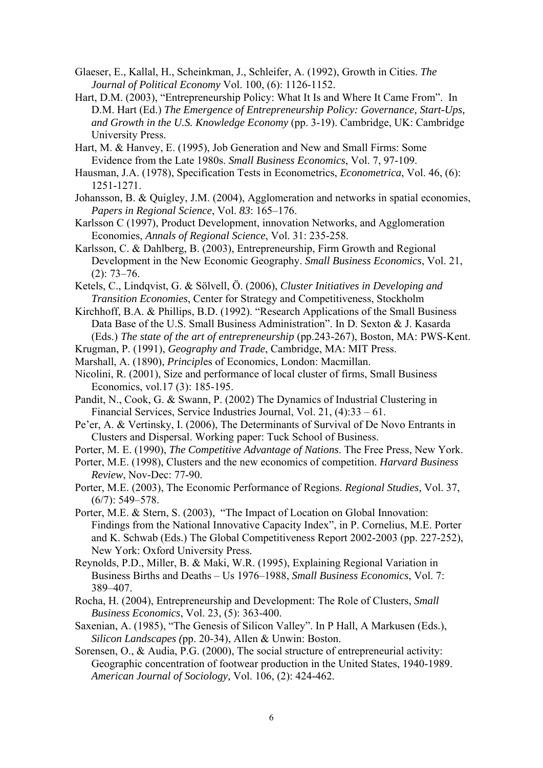Glaeser, E., Kallal, H., Scheinkman, J., Schleifer, A. (1992), Growth in Cities. *The Journal of Political Economy* Vol. 100, (6): 1126-1152.

Hart, D.M. (2003), "Entrepreneurship Policy: What It Is and Where It Came From". In D.M. Hart (Ed.) *The Emergence of Entrepreneurship Policy: Governance, Start-Ups, and Growth in the U.S. Knowledge Economy* (pp. 3-19). Cambridge, UK: Cambridge University Press.

Hart, M. & Hanvey, E. (1995), Job Generation and New and Small Firms: Some Evidence from the Late 1980s. *Small Business Economics*, Vol. 7, 97-109.

Hausman, J.A. (1978), Specification Tests in Econometrics, *Econometrica*, Vol. 46, (6): 1251-1271.

Johansson, B. & Quigley, J.M. (2004), Agglomeration and networks in spatial economies, *Papers in Regional Science*, Vol. *83*: 165–176.

Karlsson C (1997), Product Development, innovation Networks, and Agglomeration Economies, *Annals of Regional Science*, Vol. 31: 235-258.

Karlsson, C. & Dahlberg, B. (2003), Entrepreneurship, Firm Growth and Regional Development in the New Economic Geography. *Small Business Economics*, Vol. 21, (2): 73–76.

Ketels, C., Lindqvist, G. & Sölvell, Ö. (2006), *Cluster Initiatives in Developing and Transition Economies*, Center for Strategy and Competitiveness, Stockholm

Kirchhoff, B.A. & Phillips, B.D. (1992). "Research Applications of the Small Business Data Base of the U.S. Small Business Administration". In D. Sexton & J. Kasarda (Eds.) *The state of the art of entrepreneurship* (pp.243-267), Boston, MA: PWS-Kent.

Krugman, P. (1991), *Geography and Trade*, Cambridge, MA: MIT Press.

Marshall, A. (1890), *Principl*es of Economics, London: Macmillan.

Nicolini, R. (2001), Size and performance of local cluster of firms, Small Business Economics, vol.17 (3): 185-195.

Pandit, N., Cook, G. & Swann, P. (2002) The Dynamics of Industrial Clustering in Financial Services, Service Industries Journal, Vol. 21, (4):33 – 61.

Pe'er, A. & Vertinsky, I. (2006), The Determinants of Survival of De Novo Entrants in Clusters and Dispersal. Working paper: Tuck School of Business.

Porter, M. E. (1990), *The Competitive Advantage of Nations*. The Free Press, New York.

Porter, M.E. (1998), Clusters and the new economics of competition. *Harvard Business Review*, Nov-Dec: 77-90.

Porter, M.E. (2003), The Economic Performance of Regions. *Regional Studies,* Vol. 37, (6/7): 549–578.

Porter, M.E. & Stern, S. (2003), "The Impact of Location on Global Innovation: Findings from the National Innovative Capacity Index", in P. Cornelius, M.E. Porter and K. Schwab (Eds.) The Global Competitiveness Report 2002-2003 (pp. 227-252), New York: Oxford University Press.

Reynolds, P.D., Miller, B. & Maki, W.R. (1995), Explaining Regional Variation in Business Births and Deaths – Us 1976–1988, *Small Business Economics*, Vol. 7: 389–407.

Rocha, H. (2004), Entrepreneurship and Development: The Role of Clusters, *Small Business Economics*, Vol. 23, (5): 363-400.

Saxenian, A. (1985), "The Genesis of Silicon Valley". In P Hall, A Markusen (Eds.), *Silicon Landscapes (*pp. 20-34), Allen & Unwin: Boston.

Sorensen, O., & Audia, P.G. (2000), The social structure of entrepreneurial activity: Geographic concentration of footwear production in the United States, 1940-1989. *American Journal of Sociology,* Vol. 106, (2): 424-462.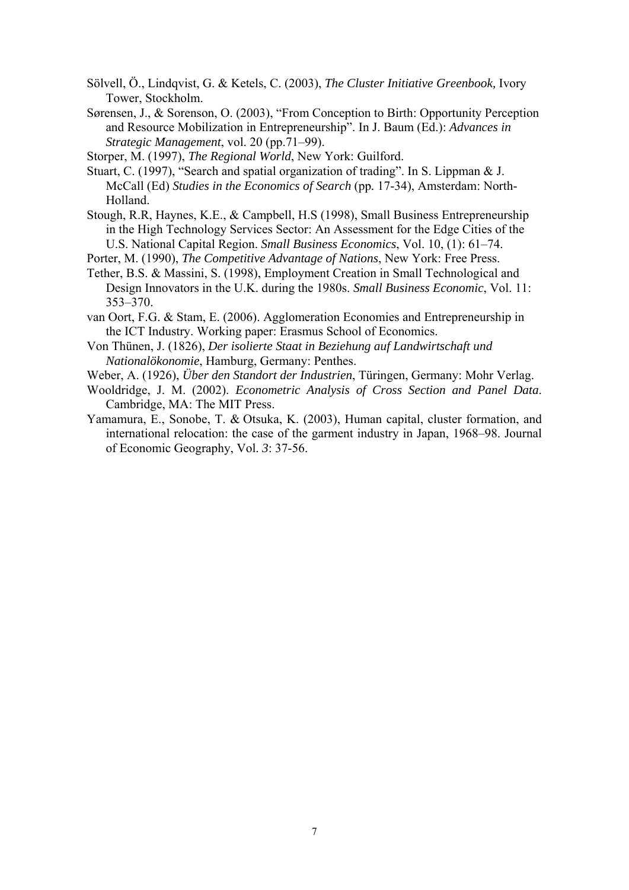Sölvell, Ö., Lindqvist, G. & Ketels, C. (2003), *The Cluster Initiative Greenbook,* Ivory Tower, Stockholm.

Sørensen, J., & Sorenson, O. (2003), "From Conception to Birth: Opportunity Perception and Resource Mobilization in Entrepreneurship". In J. Baum (Ed.): *Advances in Strategic Management*, vol. 20 (pp.71–99).

Storper, M. (1997), *The Regional World*, New York: Guilford.

Stuart, C. (1997), "Search and spatial organization of trading". In S. Lippman & J. McCall (Ed) *Studies in the Economics of Search* (pp. 17-34), Amsterdam: North-Holland.

Stough, R.R, Haynes, K.E., & Campbell, H.S (1998), Small Business Entrepreneurship in the High Technology Services Sector: An Assessment for the Edge Cities of the U.S. National Capital Region. *Small Business Economics*, Vol. 10, (1): 61–74.

Porter, M. (1990), *The Competitive Advantage of Nations*, New York: Free Press.

Tether, B.S. & Massini, S. (1998), Employment Creation in Small Technological and Design Innovators in the U.K. during the 1980s. *Small Business Economic*, Vol. 11: 353–370.

van Oort, F.G. & Stam, E. (2006). Agglomeration Economies and Entrepreneurship in the ICT Industry. Working paper: Erasmus School of Economics.

Von Thünen, J. (1826), *Der isolierte Staat in Beziehung auf Landwirtschaft und Nationalökonomie*, Hamburg, Germany: Penthes.

Weber, A. (1926), *Über den Standort der Industrien*, Türingen, Germany: Mohr Verlag.

Wooldridge, J. M. (2002). *Econometric Analysis of Cross Section and Panel Data*. Cambridge, MA: The MIT Press.

Yamamura, E., Sonobe, T. & Otsuka, K. (2003), Human capital, cluster formation, and international relocation: the case of the garment industry in Japan, 1968–98. Journal of Economic Geography, Vol. *3*: 37-56.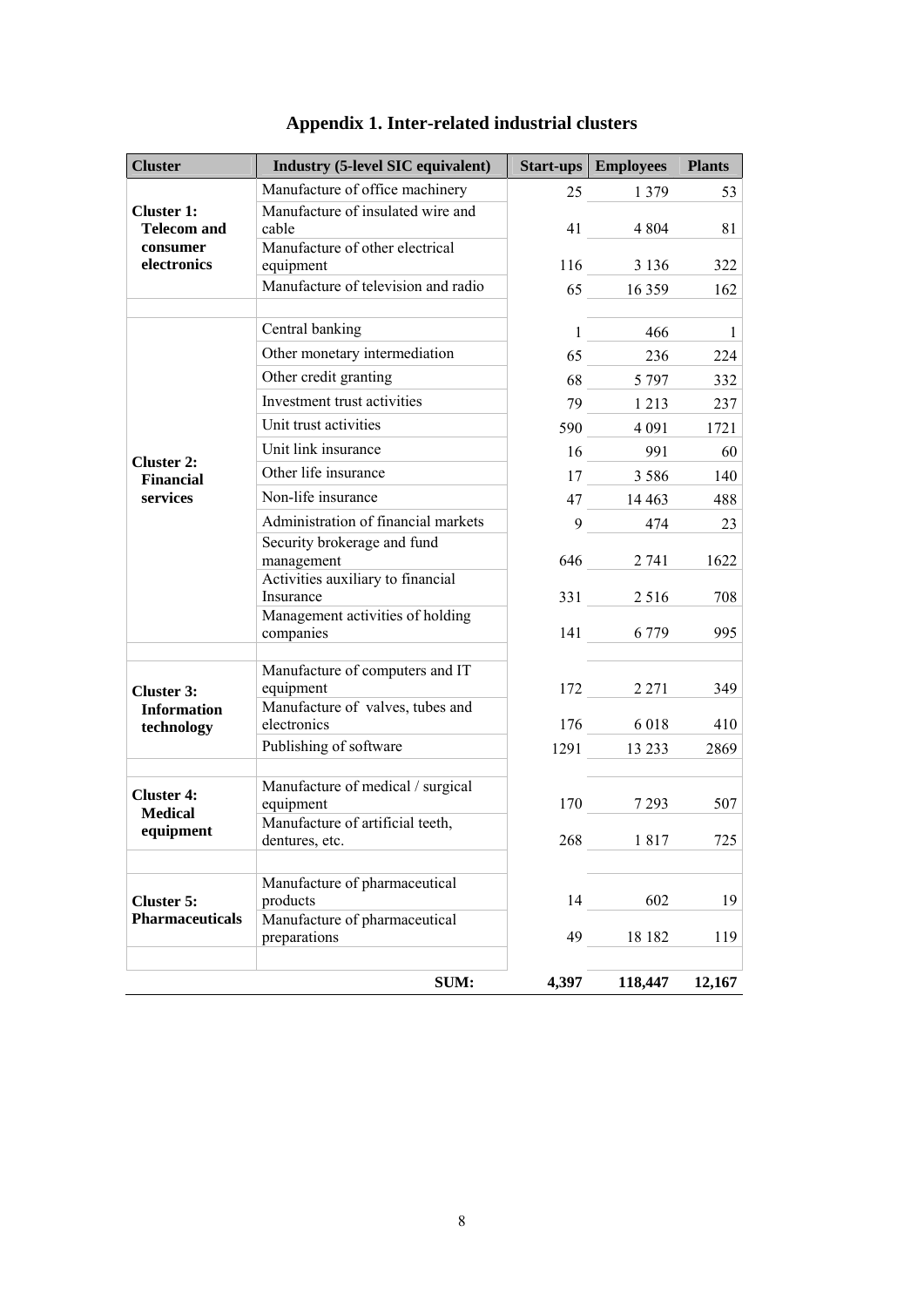# Appendix 1. Inter-related industrial clusters

| Cluster | Industry (5-level SIC equivalent) | Start-ups | Employees | Plants |
|---|---|---|---|---|
| **Cluster 1: Telecom and consumer electronics** | Manufacture of office machinery | 25 | 1 379 | 53 |
| | Manufacture of insulated wire and cable | 41 | 4 804 | 81 |
| | Manufacture of other electrical equipment | 116 | 3 136 | 322 |
| | Manufacture of television and radio | 65 | 16 359 | 162 |
| | | | | |
| **Cluster 2: Financial services** | Central banking | 1 | 466 | 1 |
| | Other monetary intermediation | 65 | 236 | 224 |
| | Other credit granting | 68 | 5 797 | 332 |
| | Investment trust activities | 79 | 1 213 | 237 |
| | Unit trust activities | 590 | 4 091 | 1721 |
| | Unit link insurance | 16 | 991 | 60 |
| | Other life insurance | 17 | 3 586 | 140 |
| | Non-life insurance | 47 | 14 463 | 488 |
| | Administration of financial markets | 9 | 474 | 23 |
| | Security brokerage and fund management | 646 | 2 741 | 1622 |
| | Activities auxiliary to financial Insurance | 331 | 2 516 | 708 |
| | Management activities of holding companies | 141 | 6 779 | 995 |
| | | | | |
| **Cluster 3: Information technology** | Manufacture of computers and IT equipment | 172 | 2 271 | 349 |
| | Manufacture of valves, tubes and electronics | 176 | 6 018 | 410 |
| | Publishing of software | 1291 | 13 233 | 2869 |
| | | | | |
| **Cluster 4: Medical equipment** | Manufacture of medical / surgical equipment | 170 | 7 293 | 507 |
| | Manufacture of artificial teeth, dentures, etc. | 268 | 1 817 | 725 |
| | | | | |
| **Cluster 5: Pharmaceuticals** | Manufacture of pharmaceutical products | 14 | 602 | 19 |
| | Manufacture of pharmaceutical preparations | 49 | 18 182 | 119 |
| | | | | |
| | **SUM:** | **4,397** | **118,447** | **12,167** |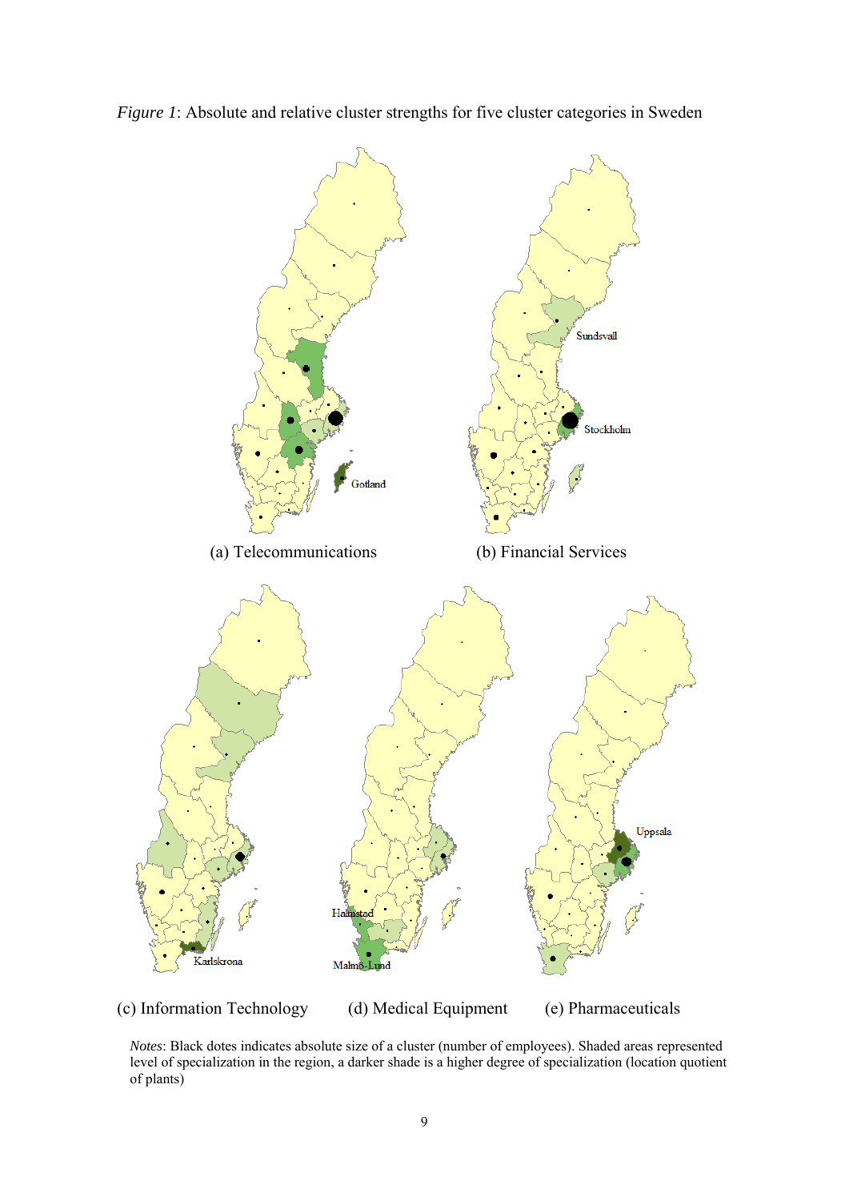*Figure 1*: Absolute and relative cluster strengths for five cluster categories in Sweden

Gotland

(a) Telecommunications

Sundsvall

Stockholm

(b) Financial Services

Karlskrona

(c) Information Technology

Halmstad

Malmö-Lund

(d) Medical Equipment

Uppsala

(e) Pharmaceuticals

*Notes*: Black dotes indicates absolute size of a cluster (number of employees). Shaded areas represented level of specialization in the region, a darker shade is a higher degree of specialization (location quotient of plants)